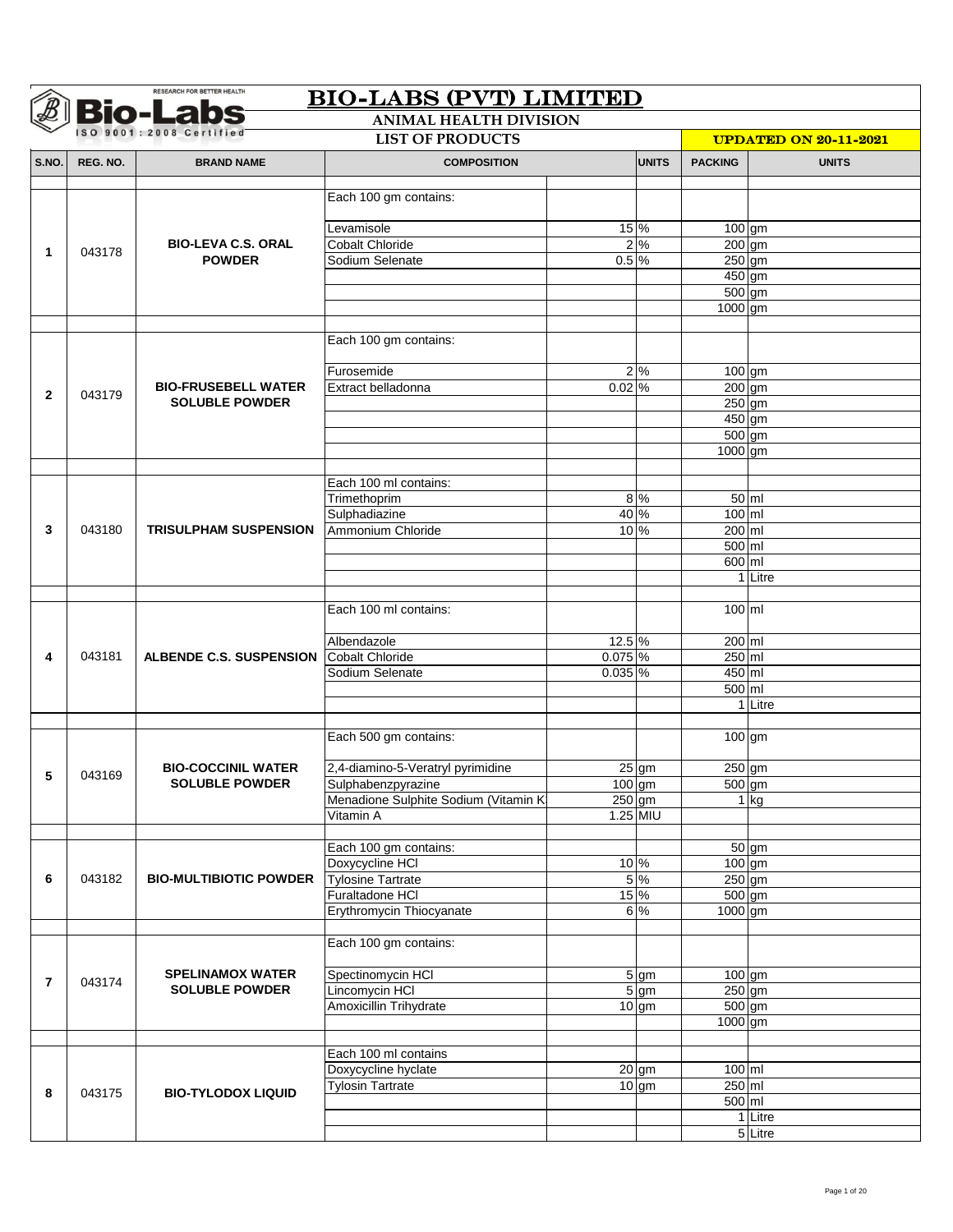# BIO-LABS (PVT) LIMITED

## ANIMAL HEALTH DIVISION

### LIST OF PRODUCTS

**UPDATED ON 20-11-2021**

| S.NO. | REG. NO. | BRAND NAME | COMPOSITION | | UNITS | PACKING | UNITS |
|---|---|---|---|---|---|---|---|
| 1 | 043178 | BIO-LEVA C.S. ORAL POWDER | Each 100 gm contains: | | | | |
| | | | Levamisole | 15 | % | 100 | gm |
| | | | Cobalt Chloride | 2 | % | 200 | gm |
| | | | Sodium Selenate | 0.5 | % | 250 | gm |
| | | | | | | 450 | gm |
| | | | | | | 500 | gm |
| | | | | | | 1000 | gm |
| 2 | 043179 | BIO-FRUSEBELL WATER SOLUBLE POWDER | Each 100 gm contains: | | | | |
| | | | Furosemide | 2 | % | 100 | gm |
| | | | Extract belladonna | 0.02 | % | 200 | gm |
| | | | | | | 250 | gm |
| | | | | | | 450 | gm |
| | | | | | | 500 | gm |
| | | | | | | 1000 | gm |
| 3 | 043180 | TRISULPHAM SUSPENSION | Each 100 ml contains: | | | | |
| | | | Trimethoprim | 8 | % | 50 | ml |
| | | | Sulphadiazine | 40 | % | 100 | ml |
| | | | Ammonium Chloride | 10 | % | 200 | ml |
| | | | | | | 500 | ml |
| | | | | | | 600 | ml |
| | | | | | | 1 | Litre |
| 4 | 043181 | ALBENDE C.S. SUSPENSION | Each 100 ml contains: | | | 100 | ml |
| | | | Albendazole | 12.5 | % | 200 | ml |
| | | | Cobalt Chloride | 0.075 | % | 250 | ml |
| | | | Sodium Selenate | 0.035 | % | 450 | ml |
| | | | | | | 500 | ml |
| | | | | | | 1 | Litre |
| 5 | 043169 | BIO-COCCINIL WATER SOLUBLE POWDER | Each 500 gm contains: | | | 100 | gm |
| | | | 2,4-diamino-5-Veratryl pyrimidine | 25 | gm | 250 | gm |
| | | | Sulphabenzpyrazine | 100 | gm | 500 | gm |
| | | | Menadione Sulphite Sodium (Vitamin K | 250 | gm | 1 | kg |
| | | | Vitamin A | 1.25 | MIU | | |
| 6 | 043182 | BIO-MULTIBIOTIC POWDER | Each 100 gm contains: | | | 50 | gm |
| | | | Doxycycline HCl | 10 | % | 100 | gm |
| | | | Tylosine Tartrate | 5 | % | 250 | gm |
| | | | Furaltadone HCl | 15 | % | 500 | gm |
| | | | Erythromycin Thiocyanate | 6 | % | 1000 | gm |
| 7 | 043174 | SPELINAMOX WATER SOLUBLE POWDER | Each 100 gm contains: | | | | |
| | | | Spectinomycin HCl | 5 | gm | 100 | gm |
| | | | Lincomycin HCl | 5 | gm | 250 | gm |
| | | | Amoxicillin Trihydrate | 10 | gm | 500 | gm |
| | | | | | | 1000 | gm |
| 8 | 043175 | BIO-TYLODOX LIQUID | Each 100 ml contains | | | | |
| | | | Doxycycline hyclate | 20 | gm | 100 | ml |
| | | | Tylosin Tartrate | 10 | gm | 250 | ml |
| | | | | | | 500 | ml |
| | | | | | | 1 | Litre |
| | | | | | | 5 | Litre |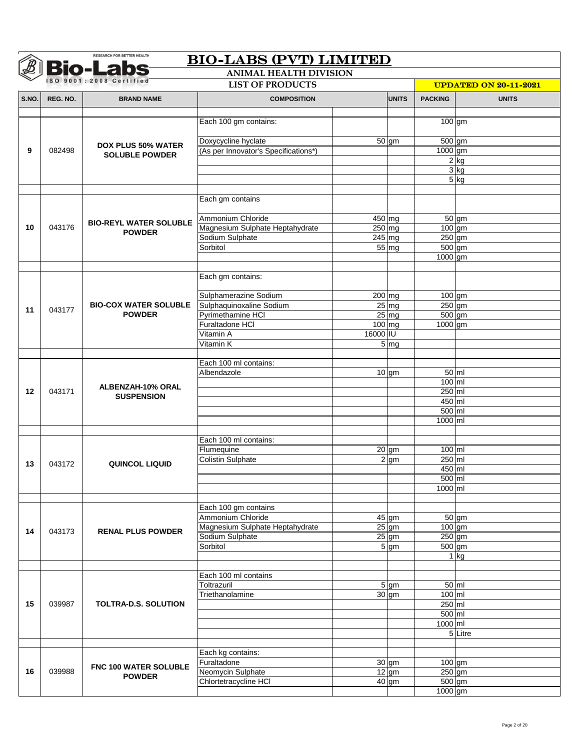# BIO-LABS (PVT) LIMITED

## ANIMAL HEALTH DIVISION

### LIST OF PRODUCTS

**UPDATED ON 20-11-2021**

| S.NO. | REG. NO. | BRAND NAME | COMPOSITION | | UNITS | PACKING | UNITS |
|---|---|---|---|---|---|---|---|
| 9 | 082498 | **DOX PLUS 50% WATER SOLUBLE POWDER** | Each 100 gm contains: | | | 100 | gm |
| | | | Doxycycline hyclate | 50 | gm | 500 | gm |
| | | | (As per Innovator's Specifications*) | | | 1000 | gm |
| | | | | | | 2 | kg |
| | | | | | | 3 | kg |
| | | | | | | 5 | kg |
| 10 | 043176 | **BIO-REYL WATER SOLUBLE POWDER** | Each gm contains | | | | |
| | | | Ammonium Chloride | 450 | mg | 50 | gm |
| | | | Magnesium Sulphate Heptahydrate | 250 | mg | 100 | gm |
| | | | Sodium Sulphate | 245 | mg | 250 | gm |
| | | | Sorbitol | 55 | mg | 500 | gm |
| | | | | | | 1000 | gm |
| 11 | 043177 | **BIO-COX WATER SOLUBLE POWDER** | Each gm contains: | | | | |
| | | | Sulphamerazine Sodium | 200 | mg | 100 | gm |
| | | | Sulphaquinoxaline Sodium | 25 | mg | 250 | gm |
| | | | Pyrimethamine HCl | 25 | mg | 500 | gm |
| | | | Furaltadone HCl | 100 | mg | 1000 | gm |
| | | | Vitamin A | 16000 | IU | | |
| | | | Vitamin K | 5 | mg | | |
| 12 | 043171 | **ALBENZAH-10% ORAL SUSPENSION** | Each 100 ml contains: | | | | |
| | | | Albendazole | 10 | gm | 50 | ml |
| | | | | | | 100 | ml |
| | | | | | | 250 | ml |
| | | | | | | 450 | ml |
| | | | | | | 500 | ml |
| | | | | | | 1000 | ml |
| 13 | 043172 | **QUINCOL LIQUID** | Each 100 ml contains: | | | | |
| | | | Flumequine | 20 | gm | 100 | ml |
| | | | Colistin Sulphate | 2 | gm | 250 | ml |
| | | | | | | 450 | ml |
| | | | | | | 500 | ml |
| | | | | | | 1000 | ml |
| 14 | 043173 | **RENAL PLUS POWDER** | Each 100 gm contains | | | | |
| | | | Ammonium Chloride | 45 | gm | 50 | gm |
| | | | Magnesium Sulphate Heptahydrate | 25 | gm | 100 | gm |
| | | | Sodium Sulphate | 25 | gm | 250 | gm |
| | | | Sorbitol | 5 | gm | 500 | gm |
| | | | | | | 1 | kg |
| 15 | 039987 | **TOLTRA-D.S. SOLUTION** | Each 100 ml contains | | | | |
| | | | Toltrazuril | 5 | gm | 50 | ml |
| | | | Triethanolamine | 30 | gm | 100 | ml |
| | | | | | | 250 | ml |
| | | | | | | 500 | ml |
| | | | | | | 1000 | ml |
| | | | | | | 5 | Litre |
| 16 | 039988 | **FNC 100 WATER SOLUBLE POWDER** | Each kg contains: | | | | |
| | | | Furaltadone | 30 | gm | 100 | gm |
| | | | Neomycin Sulphate | 12 | gm | 250 | gm |
| | | | Chlortetracycline HCl | 40 | gm | 500 | gm |
| | | | | | | 1000 | gm |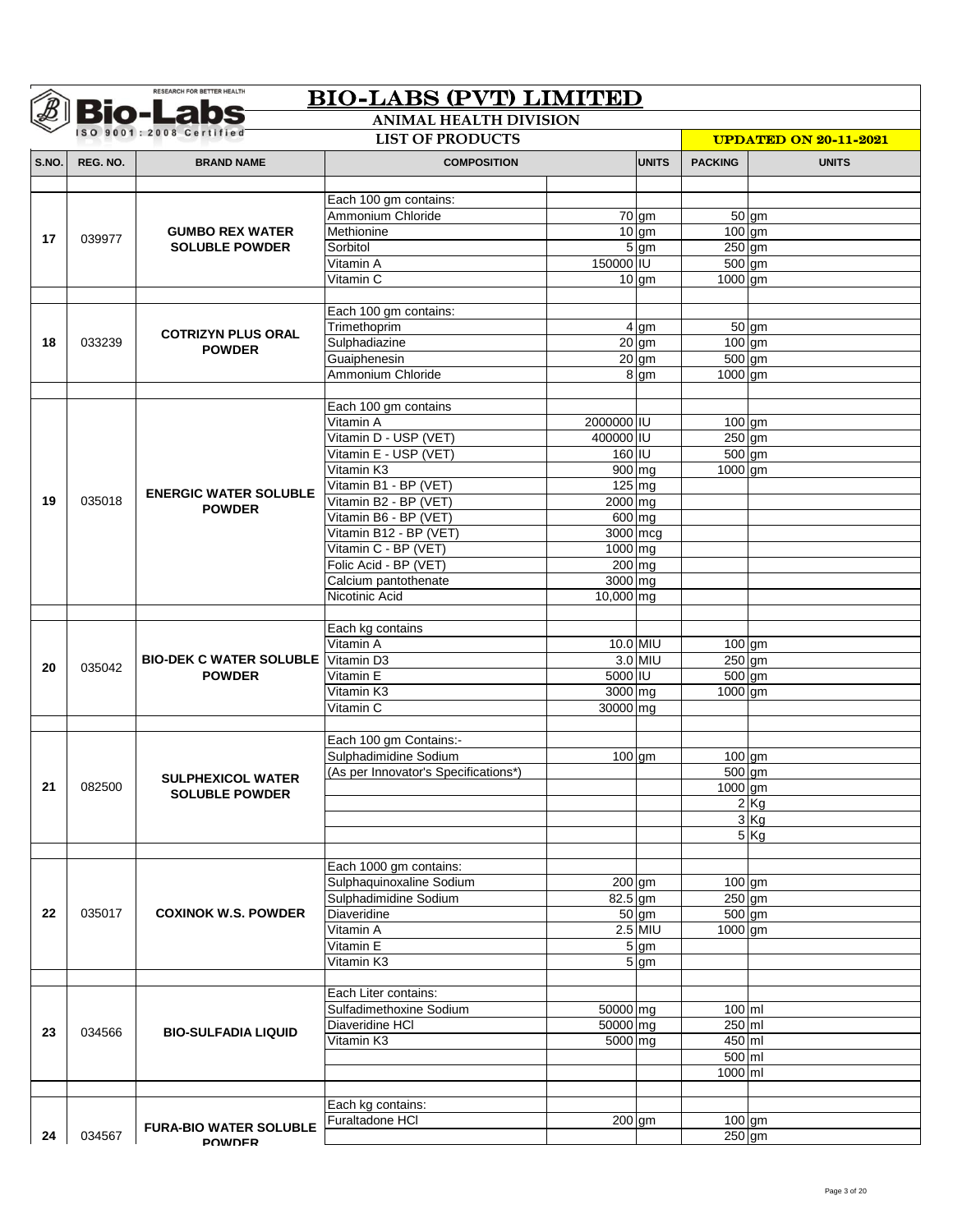# BIO-LABS (PVT) LIMITED

**ANIMAL HEALTH DIVISION**

**LIST OF PRODUCTS**

**UPDATED ON 20-11-2021**

| S.NO. | REG. NO. | BRAND NAME | COMPOSITION | | UNITS | PACKING | UNITS |
|---|---|---|---|---|---|---|---|
| 17 | 039977 | GUMBO REX WATER SOLUBLE POWDER | Each 100 gm contains: | | | | |
| | | | Ammonium Chloride | 70 | gm | 50 | gm |
| | | | Methionine | 10 | gm | 100 | gm |
| | | | Sorbitol | 5 | gm | 250 | gm |
| | | | Vitamin A | 150000 | IU | 500 | gm |
| | | | Vitamin C | 10 | gm | 1000 | gm |
| 18 | 033239 | COTRIZYN PLUS ORAL POWDER | Each 100 gm contains: | | | | |
| | | | Trimethoprim | 4 | gm | 50 | gm |
| | | | Sulphadiazine | 20 | gm | 100 | gm |
| | | | Guaiphenesin | 20 | gm | 500 | gm |
| | | | Ammonium Chloride | 8 | gm | 1000 | gm |
| 19 | 035018 | ENERGIC WATER SOLUBLE POWDER | Each 100 gm contains | | | | |
| | | | Vitamin A | 2000000 | IU | 100 | gm |
| | | | Vitamin D - USP (VET) | 400000 | IU | 250 | gm |
| | | | Vitamin E - USP (VET) | 160 | IU | 500 | gm |
| | | | Vitamin K3 | 900 | mg | 1000 | gm |
| | | | Vitamin B1 - BP (VET) | 125 | mg | | |
| | | | Vitamin B2 - BP (VET) | 2000 | mg | | |
| | | | Vitamin B6 - BP (VET) | 600 | mg | | |
| | | | Vitamin B12 - BP (VET) | 3000 | mcg | | |
| | | | Vitamin C - BP (VET) | 1000 | mg | | |
| | | | Folic Acid - BP (VET) | 200 | mg | | |
| | | | Calcium pantothenate | 3000 | mg | | |
| | | | Nicotinic Acid | 10,000 | mg | | |
| 20 | 035042 | BIO-DEK C WATER SOLUBLE POWDER | Each kg contains | | | | |
| | | | Vitamin A | 10.0 | MIU | 100 | gm |
| | | | Vitamin D3 | 3.0 | MIU | 250 | gm |
| | | | Vitamin E | 5000 | IU | 500 | gm |
| | | | Vitamin K3 | 3000 | mg | 1000 | gm |
| | | | Vitamin C | 30000 | mg | | |
| 21 | 082500 | SULPHEXICOL WATER SOLUBLE POWDER | Each 100 gm Contains:- | | | | |
| | | | Sulphadimidine Sodium | 100 | gm | 100 | gm |
| | | | (As per Innovator's Specifications*) | | | 500 | gm |
| | | | | | | 1000 | gm |
| | | | | | | 2 | Kg |
| | | | | | | 3 | Kg |
| | | | | | | 5 | Kg |
| 22 | 035017 | COXINOK W.S. POWDER | Each 1000 gm contains: | | | | |
| | | | Sulphaquinoxaline Sodium | 200 | gm | 100 | gm |
| | | | Sulphadimidine Sodium | 82.5 | gm | 250 | gm |
| | | | Diaveridine | 50 | gm | 500 | gm |
| | | | Vitamin A | 2.5 | MIU | 1000 | gm |
| | | | Vitamin E | 5 | gm | | |
| | | | Vitamin K3 | 5 | gm | | |
| 23 | 034566 | BIO-SULFADIA LIQUID | Each Liter contains: | | | | |
| | | | Sulfadimethoxine Sodium | 50000 | mg | 100 | ml |
| | | | Diaveridine HCl | 50000 | mg | 250 | ml |
| | | | Vitamin K3 | 5000 | mg | 450 | ml |
| | | | | | | 500 | ml |
| | | | | | | 1000 | ml |
| 24 | 034567 | FURA-BIO WATER SOLUBLE POWDER | Each kg contains: | | | | |
| | | | Furaltadone HCl | 200 | gm | 100 | gm |
| | | | | | | 250 | gm |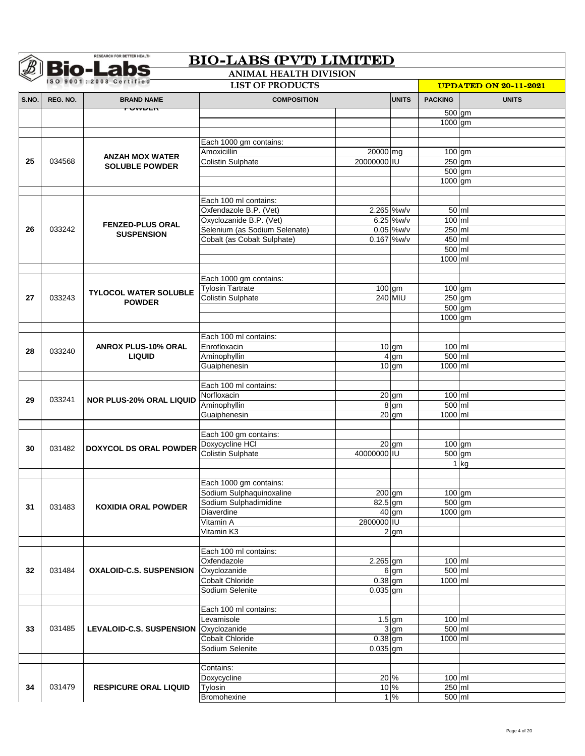# BIO-LABS (PVT) LIMITED

## ANIMAL HEALTH DIVISION

### LIST OF PRODUCTS

**UPDATED ON 20-11-2021**

| S.NO. | REG. NO. | BRAND NAME | COMPOSITION | | UNITS | PACKING | UNITS |
|---|---|---|---|---|---|---|---|
| | | POWDER | | | | 500 | gm |
| | | | | | | 1000 | gm |
| | | | | | | | |
| 25 | 034568 | ANZAH MOX WATER SOLUBLE POWDER | Each 1000 gm contains: | | | | |
| | | | Amoxicillin | 20000 | mg | 100 | gm |
| | | | Colistin Sulphate | 20000000 | IU | 250 | gm |
| | | | | | | 500 | gm |
| | | | | | | 1000 | gm |
| | | | | | | | |
| 26 | 033242 | FENZED-PLUS ORAL SUSPENSION | Each 100 ml contains: | | | | |
| | | | Oxfendazole B.P. (Vet) | 2.265 | %w/v | 50 | ml |
| | | | Oxyclozanide B.P. (Vet) | 6.25 | %w/v | 100 | ml |
| | | | Selenium (as Sodium Selenate) | 0.05 | %w/v | 250 | ml |
| | | | Cobalt (as Cobalt Sulphate) | 0.167 | %w/v | 450 | ml |
| | | | | | | 500 | ml |
| | | | | | | 1000 | ml |
| | | | | | | | |
| 27 | 033243 | TYLOCOL WATER SOLUBLE POWDER | Each 1000 gm contains: | | | | |
| | | | Tylosin Tartrate | 100 | gm | 100 | gm |
| | | | Colistin Sulphate | 240 | MIU | 250 | gm |
| | | | | | | 500 | gm |
| | | | | | | 1000 | gm |
| | | | | | | | |
| 28 | 033240 | ANROX PLUS-10% ORAL LIQUID | Each 100 ml contains: | | | | |
| | | | Enrofloxacin | 10 | gm | 100 | ml |
| | | | Aminophyllin | 4 | gm | 500 | ml |
| | | | Guaiphenesin | 10 | gm | 1000 | ml |
| | | | | | | | |
| 29 | 033241 | NOR PLUS-20% ORAL LIQUID | Each 100 ml contains: | | | | |
| | | | Norfloxacin | 20 | gm | 100 | ml |
| | | | Aminophyllin | 8 | gm | 500 | ml |
| | | | Guaiphenesin | 20 | gm | 1000 | ml |
| | | | | | | | |
| 30 | 031482 | DOXYCOL DS ORAL POWDER | Each 100 gm contains: | | | | |
| | | | Doxycycline HCl | 20 | gm | 100 | gm |
| | | | Colistin Sulphate | 40000000 | IU | 500 | gm |
| | | | | | | 1 | kg |
| | | | | | | | |
| 31 | 031483 | KOXIDIA ORAL POWDER | Each 1000 gm contains: | | | | |
| | | | Sodium Sulphaquinoxaline | 200 | gm | 100 | gm |
| | | | Sodium Sulphadimidine | 82.5 | gm | 500 | gm |
| | | | Diaverdine | 40 | gm | 1000 | gm |
| | | | Vitamin A | 2800000 | IU | | |
| | | | Vitamin K3 | 2 | gm | | |
| | | | | | | | |
| 32 | 031484 | OXALOID-C.S. SUSPENSION | Each 100 ml contains: | | | | |
| | | | Oxfendazole | 2.265 | gm | 100 | ml |
| | | | Oxyclozanide | 6 | gm | 500 | ml |
| | | | Cobalt Chloride | 0.38 | gm | 1000 | ml |
| | | | Sodium Selenite | 0.035 | gm | | |
| | | | | | | | |
| 33 | 031485 | LEVALOID-C.S. SUSPENSION | Each 100 ml contains: | | | | |
| | | | Levamisole | 1.5 | gm | 100 | ml |
| | | | Oxyclozanide | 3 | gm | 500 | ml |
| | | | Cobalt Chloride | 0.38 | gm | 1000 | ml |
| | | | Sodium Selenite | 0.035 | gm | | |
| | | | | | | | |
| 34 | 031479 | RESPICURE ORAL LIQUID | Contains: | | | | |
| | | | Doxycycline | 20 | % | 100 | ml |
| | | | Tylosin | 10 | % | 250 | ml |
| | | | Bromohexine | 1 | % | 500 | ml |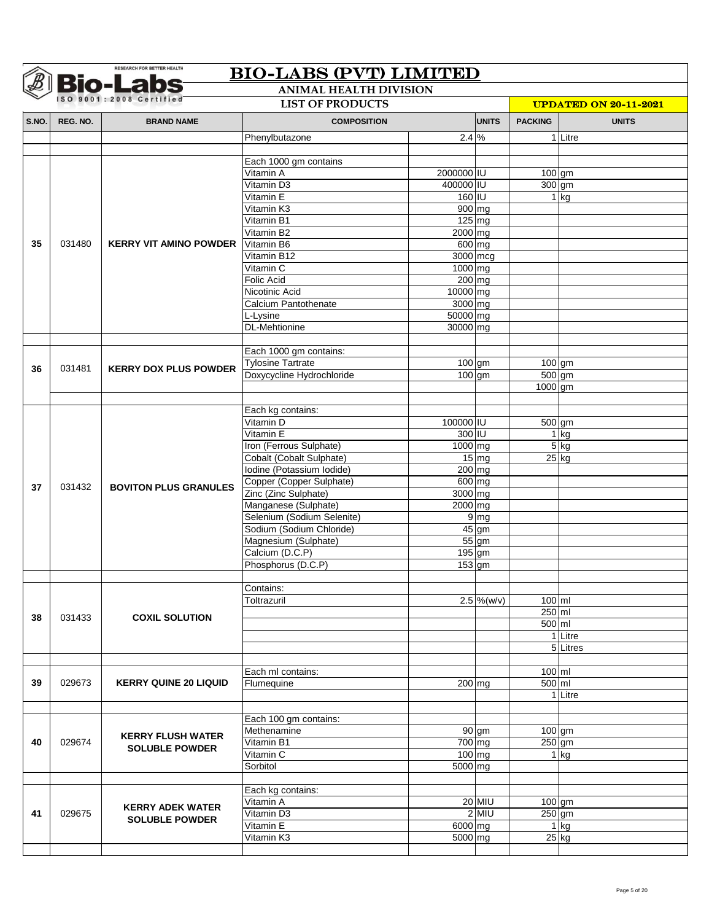# BIO-LABS (PVT) LIMITED

## ANIMAL HEALTH DIVISION

### LIST OF PRODUCTS

**UPDATED ON 20-11-2021**

| S.NO. | REG. NO. | BRAND NAME | COMPOSITION | | UNITS | PACKING | UNITS |
|---|---|---|---|---|---|---|---|
| | | | Phenylbutazone | 2.4 | % | 1 | Litre |
| | | | | | | | |
| 35 | 031480 | KERRY VIT AMINO POWDER | Each 1000 gm contains | | | | |
| | | | Vitamin A | 2000000 | IU | 100 | gm |
| | | | Vitamin D3 | 400000 | IU | 300 | gm |
| | | | Vitamin E | 160 | IU | 1 | kg |
| | | | Vitamin K3 | 900 | mg | | |
| | | | Vitamin B1 | 125 | mg | | |
| | | | Vitamin B2 | 2000 | mg | | |
| | | | Vitamin B6 | 600 | mg | | |
| | | | Vitamin B12 | 3000 | mcg | | |
| | | | Vitamin C | 1000 | mg | | |
| | | | Folic Acid | 200 | mg | | |
| | | | Nicotinic Acid | 10000 | mg | | |
| | | | Calcium Pantothenate | 3000 | mg | | |
| | | | L-Lysine | 50000 | mg | | |
| | | | DL-Mehtionine | 30000 | mg | | |
| | | | | | | | |
| 36 | 031481 | KERRY DOX PLUS POWDER | Each 1000 gm contains: | | | | |
| | | | Tylosine Tartrate | 100 | gm | 100 | gm |
| | | | Doxycycline Hydrochloride | 100 | gm | 500 | gm |
| | | | | | | 1000 | gm |
| | | | | | | | |
| 37 | 031432 | BOVITON PLUS GRANULES | Each kg contains: | | | | |
| | | | Vitamin D | 100000 | IU | 500 | gm |
| | | | Vitamin E | 300 | IU | 1 | kg |
| | | | Iron (Ferrous Sulphate) | 1000 | mg | 5 | kg |
| | | | Cobalt (Cobalt Sulphate) | 15 | mg | 25 | kg |
| | | | Iodine (Potassium Iodide) | 200 | mg | | |
| | | | Copper (Copper Sulphate) | 600 | mg | | |
| | | | Zinc (Zinc Sulphate) | 3000 | mg | | |
| | | | Manganese (Sulphate) | 2000 | mg | | |
| | | | Selenium (Sodium Selenite) | 9 | mg | | |
| | | | Sodium (Sodium Chloride) | 45 | gm | | |
| | | | Magnesium (Sulphate) | 55 | gm | | |
| | | | Calcium (D.C.P) | 195 | gm | | |
| | | | Phosphorus (D.C.P) | 153 | gm | | |
| | | | | | | | |
| 38 | 031433 | COXIL SOLUTION | Contains: | | | | |
| | | | Toltrazuril | 2.5 | %(w/v) | 100 | ml |
| | | | | | | 250 | ml |
| | | | | | | 500 | ml |
| | | | | | | 1 | Litre |
| | | | | | | 5 | Litres |
| | | | | | | | |
| 39 | 029673 | KERRY QUINE 20 LIQUID | Each ml contains: | | | 100 | ml |
| | | | Flumequine | 200 | mg | 500 | ml |
| | | | | | | 1 | Litre |
| | | | | | | | |
| 40 | 029674 | KERRY FLUSH WATER SOLUBLE POWDER | Each 100 gm contains: | | | | |
| | | | Methenamine | 90 | gm | 100 | gm |
| | | | Vitamin B1 | 700 | mg | 250 | gm |
| | | | Vitamin C | 100 | mg | 1 | kg |
| | | | Sorbitol | 5000 | mg | | |
| | | | | | | | |
| 41 | 029675 | KERRY ADEK WATER SOLUBLE POWDER | Each kg contains: | | | | |
| | | | Vitamin A | 20 | MIU | 100 | gm |
| | | | Vitamin D3 | 2 | MIU | 250 | gm |
| | | | Vitamin E | 6000 | mg | 1 | kg |
| | | | Vitamin K3 | 5000 | mg | 25 | kg |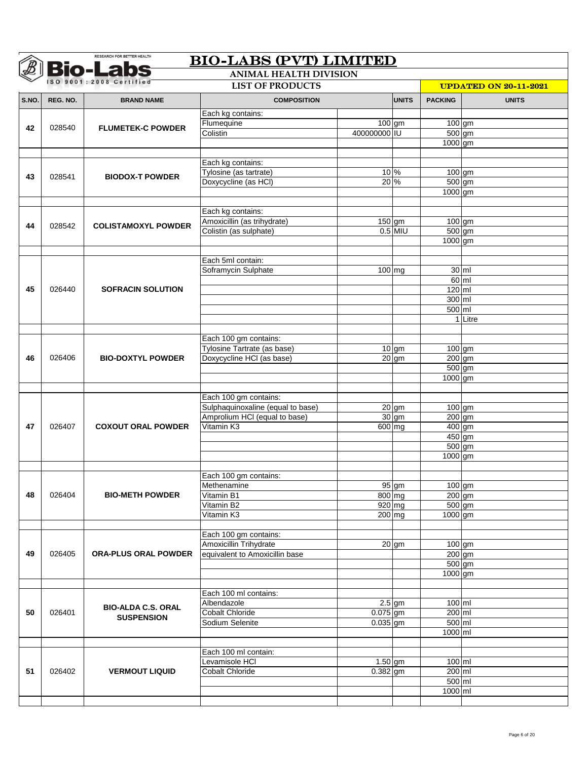# BIO-LABS (PVT) LIMITED

## ANIMAL HEALTH DIVISION

### LIST OF PRODUCTS

**UPDATED ON 20-11-2021**

| S.NO. | REG. NO. | BRAND NAME | COMPOSITION | | UNITS | PACKING | UNITS |
|---|---|---|---|---|---|---|---|
| 42 | 028540 | **FLUMETEK-C POWDER** | Each kg contains: | | | | |
| | | | Flumequine | 100 | gm | 100 | gm |
| | | | Colistin | 400000000 | IU | 500 | gm |
| | | | | | | 1000 | gm |
| 43 | 028541 | **BIODOX-T POWDER** | Each kg contains: | | | | |
| | | | Tylosine (as tartrate) | 10 | % | 100 | gm |
| | | | Doxycycline (as HCl) | 20 | % | 500 | gm |
| | | | | | | 1000 | gm |
| 44 | 028542 | **COLISTAMOXYL POWDER** | Each kg contains: | | | | |
| | | | Amoxicillin (as trihydrate) | 150 | gm | 100 | gm |
| | | | Colistin (as sulphate) | 0.5 | MIU | 500 | gm |
| | | | | | | 1000 | gm |
| 45 | 026440 | **SOFRACIN SOLUTION** | Each 5ml contain: | | | | |
| | | | Soframycin Sulphate | 100 | mg | 30 | ml |
| | | | | | | 60 | ml |
| | | | | | | 120 | ml |
| | | | | | | 300 | ml |
| | | | | | | 500 | ml |
| | | | | | | 1 | Litre |
| 46 | 026406 | **BIO-DOXTYL POWDER** | Each 100 gm contains: | | | | |
| | | | Tylosine Tartrate (as base) | 10 | gm | 100 | gm |
| | | | Doxycycline HCl (as base) | 20 | gm | 200 | gm |
| | | | | | | 500 | gm |
| | | | | | | 1000 | gm |
| 47 | 026407 | **COXOUT ORAL POWDER** | Each 100 gm contains: | | | | |
| | | | Sulphaquinoxaline (equal to base) | 20 | gm | 100 | gm |
| | | | Amprolium HCl (equal to base) | 30 | gm | 200 | gm |
| | | | Vitamin K3 | 600 | mg | 400 | gm |
| | | | | | | 450 | gm |
| | | | | | | 500 | gm |
| | | | | | | 1000 | gm |
| 48 | 026404 | **BIO-METH POWDER** | Each 100 gm contains: | | | | |
| | | | Methenamine | 95 | gm | 100 | gm |
| | | | Vitamin B1 | 800 | mg | 200 | gm |
| | | | Vitamin B2 | 920 | mg | 500 | gm |
| | | | Vitamin K3 | 200 | mg | 1000 | gm |
| 49 | 026405 | **ORA-PLUS ORAL POWDER** | Each 100 gm contains: | | | | |
| | | | Amoxicillin Trihydrate | 20 | gm | 100 | gm |
| | | | equivalent to Amoxicillin base | | | 200 | gm |
| | | | | | | 500 | gm |
| | | | | | | 1000 | gm |
| 50 | 026401 | **BIO-ALDA C.S. ORAL SUSPENSION** | Each 100 ml contains: | | | | |
| | | | Albendazole | 2.5 | gm | 100 | ml |
| | | | Cobalt Chloride | 0.075 | gm | 200 | ml |
| | | | Sodium Selenite | 0.035 | gm | 500 | ml |
| | | | | | | 1000 | ml |
| 51 | 026402 | **VERMOUT LIQUID** | Each 100 ml contain: | | | | |
| | | | Levamisole HCl | 1.50 | gm | 100 | ml |
| | | | Cobalt Chloride | 0.382 | gm | 200 | ml |
| | | | | | | 500 | ml |
| | | | | | | 1000 | ml |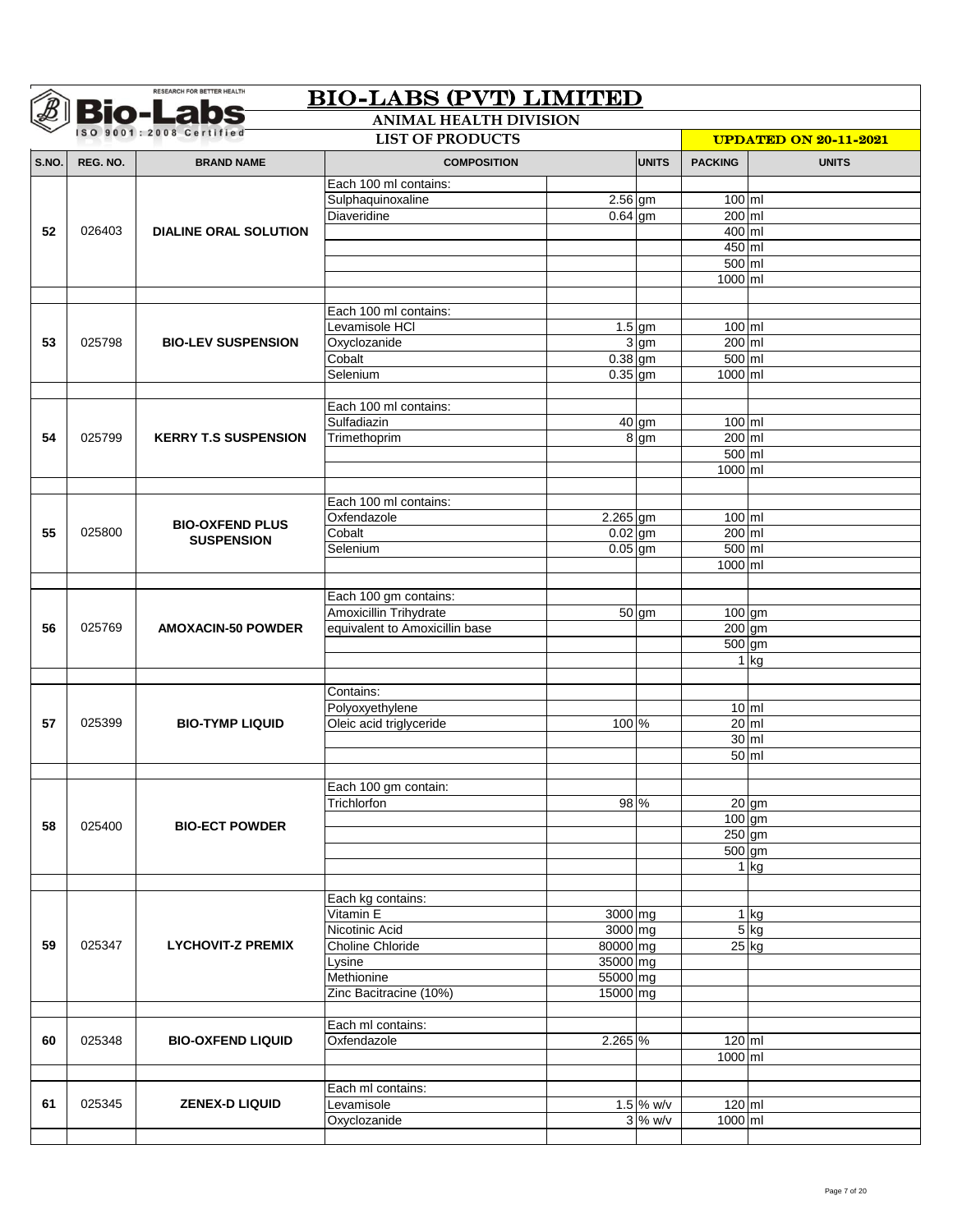# BIO-LABS (PVT) LIMITED

## ANIMAL HEALTH DIVISION

**LIST OF PRODUCTS** — **UPDATED ON 20-11-2021**

| S.NO. | REG. NO. | BRAND NAME | COMPOSITION | | UNITS | PACKING | UNITS |
|---|---|---|---|---|---|---|---|
| 52 | 026403 | DIALINE ORAL SOLUTION | Each 100 ml contains: | | | | |
| | | | Sulphaquinoxaline | 2.56 | gm | 100 | ml |
| | | | Diaveridine | 0.64 | gm | 200 | ml |
| | | | | | | 400 | ml |
| | | | | | | 450 | ml |
| | | | | | | 500 | ml |
| | | | | | | 1000 | ml |
| 53 | 025798 | BIO-LEV SUSPENSION | Each 100 ml contains: | | | | |
| | | | Levamisole HCl | 1.5 | gm | 100 | ml |
| | | | Oxyclozanide | 3 | gm | 200 | ml |
| | | | Cobalt | 0.38 | gm | 500 | ml |
| | | | Selenium | 0.35 | gm | 1000 | ml |
| 54 | 025799 | KERRY T.S SUSPENSION | Each 100 ml contains: | | | | |
| | | | Sulfadiazin | 40 | gm | 100 | ml |
| | | | Trimethoprim | 8 | gm | 200 | ml |
| | | | | | | 500 | ml |
| | | | | | | 1000 | ml |
| 55 | 025800 | BIO-OXFEND PLUS SUSPENSION | Each 100 ml contains: | | | | |
| | | | Oxfendazole | 2.265 | gm | 100 | ml |
| | | | Cobalt | 0.02 | gm | 200 | ml |
| | | | Selenium | 0.05 | gm | 500 | ml |
| | | | | | | 1000 | ml |
| 56 | 025769 | AMOXACIN-50 POWDER | Each 100 gm contains: | | | | |
| | | | Amoxicillin Trihydrate | 50 | gm | 100 | gm |
| | | | equivalent to Amoxicillin base | | | 200 | gm |
| | | | | | | 500 | gm |
| | | | | | | 1 | kg |
| 57 | 025399 | BIO-TYMP LIQUID | Contains: | | | | |
| | | | Polyoxyethylene | | | 10 | ml |
| | | | Oleic acid triglyceride | 100 | % | 20 | ml |
| | | | | | | 30 | ml |
| | | | | | | 50 | ml |
| 58 | 025400 | BIO-ECT POWDER | Each 100 gm contain: | | | | |
| | | | Trichlorfon | 98 | % | 20 | gm |
| | | | | | | 100 | gm |
| | | | | | | 250 | gm |
| | | | | | | 500 | gm |
| | | | | | | 1 | kg |
| 59 | 025347 | LYCHOVIT-Z PREMIX | Each kg contains: | | | | |
| | | | Vitamin E | 3000 | mg | 1 | kg |
| | | | Nicotinic Acid | 3000 | mg | 5 | kg |
| | | | Choline Chloride | 80000 | mg | 25 | kg |
| | | | Lysine | 35000 | mg | | |
| | | | Methionine | 55000 | mg | | |
| | | | Zinc Bacitracine (10%) | 15000 | mg | | |
| 60 | 025348 | BIO-OXFEND LIQUID | Each ml contains: | | | | |
| | | | Oxfendazole | 2.265 | % | 120 | ml |
| | | | | | | 1000 | ml |
| 61 | 025345 | ZENEX-D LIQUID | Each ml contains: | | | | |
| | | | Levamisole | 1.5 | % w/v | 120 | ml |
| | | | Oxyclozanide | 3 | % w/v | 1000 | ml |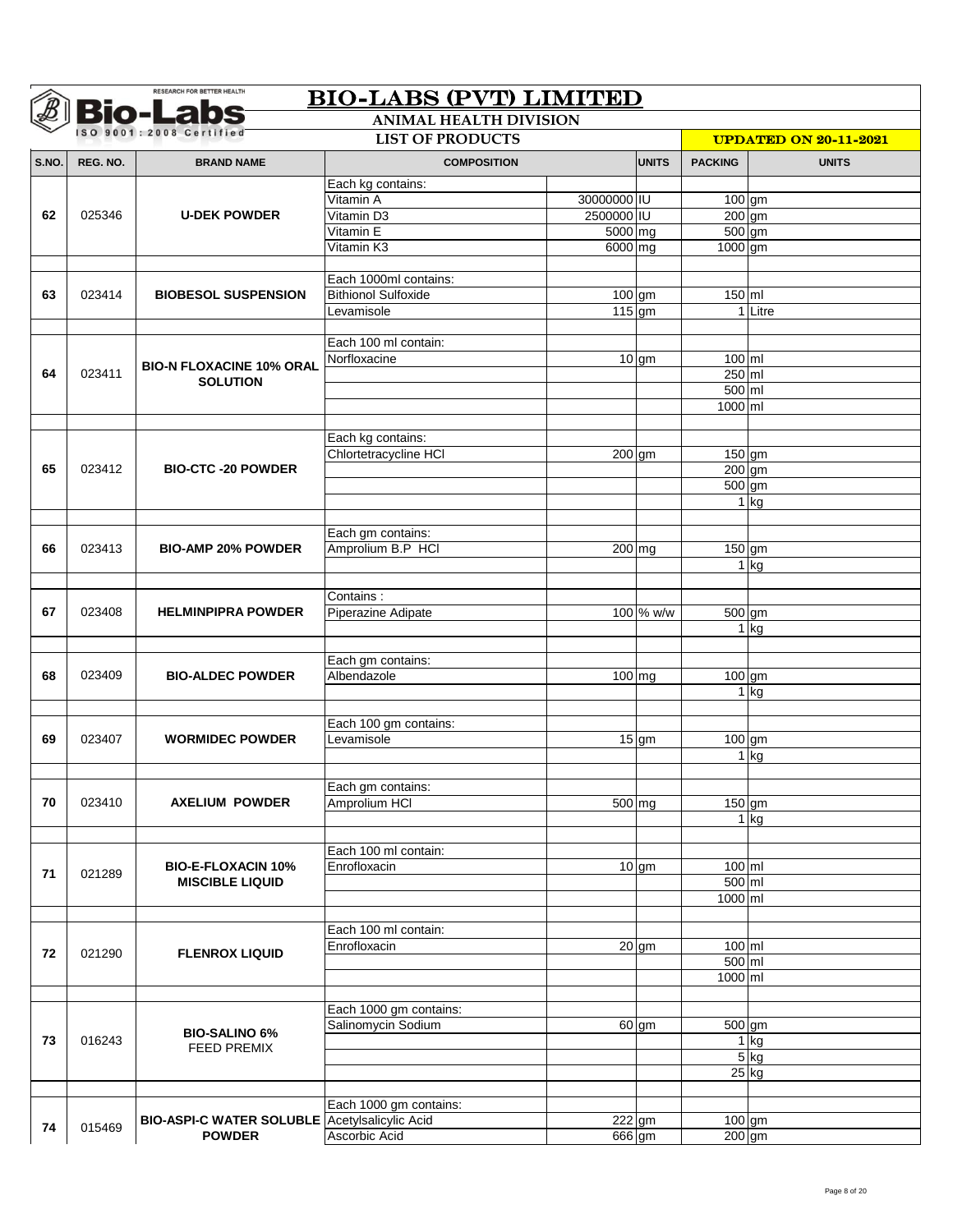# BIO-LABS (PVT) LIMITED

## ANIMAL HEALTH DIVISION

### LIST OF PRODUCTS

**UPDATED ON 20-11-2021**

| S.NO. | REG. NO. | BRAND NAME | COMPOSITION | | UNITS | PACKING | UNITS |
|---|---|---|---|---|---|---|---|
| 62 | 025346 | **U-DEK POWDER** | Each kg contains: | | | | |
| | | | Vitamin A | 30000000 | IU | 100 | gm |
| | | | Vitamin D3 | 2500000 | IU | 200 | gm |
| | | | Vitamin E | 5000 | mg | 500 | gm |
| | | | Vitamin K3 | 6000 | mg | 1000 | gm |
| 63 | 023414 | **BIOBESOL SUSPENSION** | Each 1000ml contains: | | | | |
| | | | Bithionol Sulfoxide | 100 | gm | 150 | ml |
| | | | Levamisole | 115 | gm | 1 | Litre |
| 64 | 023411 | **BIO-N FLOXACINE 10% ORAL SOLUTION** | Each 100 ml contain: | | | | |
| | | | Norfloxacine | 10 | gm | 100 | ml |
| | | | | | | 250 | ml |
| | | | | | | 500 | ml |
| | | | | | | 1000 | ml |
| 65 | 023412 | **BIO-CTC -20 POWDER** | Each kg contains: | | | | |
| | | | Chlortetracycline HCl | 200 | gm | 150 | gm |
| | | | | | | 200 | gm |
| | | | | | | 500 | gm |
| | | | | | | 1 | kg |
| 66 | 023413 | **BIO-AMP 20% POWDER** | Each gm contains: | | | | |
| | | | Amprolium B.P HCl | 200 | mg | 150 | gm |
| | | | | | | 1 | kg |
| 67 | 023408 | **HELMINPIPRA POWDER** | Contains : | | | | |
| | | | Piperazine Adipate | 100 | % w/w | 500 | gm |
| | | | | | | 1 | kg |
| 68 | 023409 | **BIO-ALDEC POWDER** | Each gm contains: | | | | |
| | | | Albendazole | 100 | mg | 100 | gm |
| | | | | | | 1 | kg |
| 69 | 023407 | **WORMIDEC POWDER** | Each 100 gm contains: | | | | |
| | | | Levamisole | 15 | gm | 100 | gm |
| | | | | | | 1 | kg |
| 70 | 023410 | **AXELIUM POWDER** | Each gm contains: | | | | |
| | | | Amprolium HCl | 500 | mg | 150 | gm |
| | | | | | | 1 | kg |
| 71 | 021289 | **BIO-E-FLOXACIN 10% MISCIBLE LIQUID** | Each 100 ml contain: | | | | |
| | | | Enrofloxacin | 10 | gm | 100 | ml |
| | | | | | | 500 | ml |
| | | | | | | 1000 | ml |
| 72 | 021290 | **FLENROX LIQUID** | Each 100 ml contain: | | | | |
| | | | Enrofloxacin | 20 | gm | 100 | ml |
| | | | | | | 500 | ml |
| | | | | | | 1000 | ml |
| 73 | 016243 | **BIO-SALINO 6%** FEED PREMIX | Each 1000 gm contains: | | | | |
| | | | Salinomycin Sodium | 60 | gm | 500 | gm |
| | | | | | | 1 | kg |
| | | | | | | 5 | kg |
| | | | | | | 25 | kg |
| 74 | 015469 | **BIO-ASPI-C WATER SOLUBLE POWDER** | Each 1000 gm contains: | | | | |
| | | | Acetylsalicylic Acid | 222 | gm | 100 | gm |
| | | | Ascorbic Acid | 666 | gm | 200 | gm |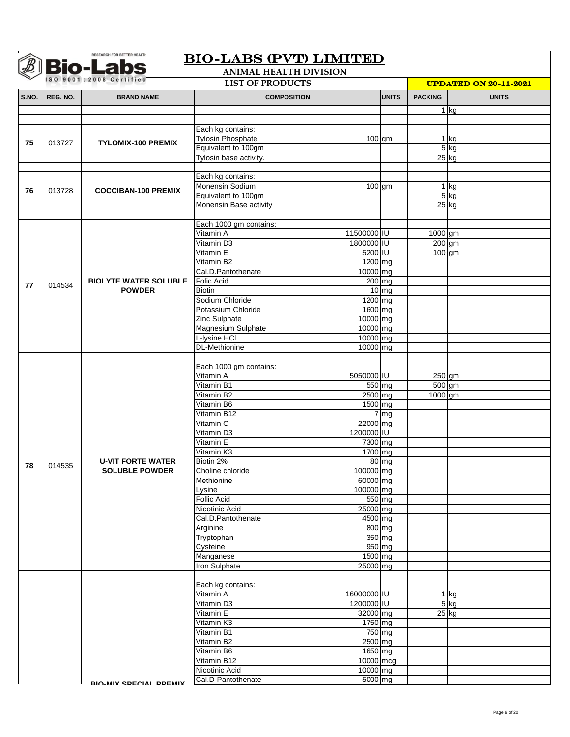# BIO-LABS (PVT) LIMITED

## ANIMAL HEALTH DIVISION

### LIST OF PRODUCTS

**UPDATED ON 20-11-2021**

| S.NO. | REG. NO. | BRAND NAME | COMPOSITION | | UNITS | PACKING | UNITS |
|---|---|---|---|---|---|---|---|
| | | | | | | 1 | kg |
| | | | | | | | |
| 75 | 013727 | TYLOMIX-100 PREMIX | Each kg contains: | | | | |
| | | | Tylosin Phosphate | 100 | gm | 1 | kg |
| | | | Equivalent to 100gm | | | 5 | kg |
| | | | Tylosin base activity. | | | 25 | kg |
| | | | | | | | |
| 76 | 013728 | COCCIBAN-100 PREMIX | Each kg contains: | | | | |
| | | | Monensin Sodium | 100 | gm | 1 | kg |
| | | | Equivalent to 100gm | | | 5 | kg |
| | | | Monensin Base activity | | | 25 | kg |
| | | | | | | | |
| 77 | 014534 | BIOLYTE WATER SOLUBLE POWDER | Each 1000 gm contains: | | | | |
| | | | Vitamin A | 11500000 | IU | 1000 | gm |
| | | | Vitamin D3 | 1800000 | IU | 200 | gm |
| | | | Vitamin E | 5200 | IU | 100 | gm |
| | | | Vitamin B2 | 1200 | mg | | |
| | | | Cal.D.Pantothenate | 10000 | mg | | |
| | | | Folic Acid | 200 | mg | | |
| | | | Biotin | 10 | mg | | |
| | | | Sodium Chloride | 1200 | mg | | |
| | | | Potassium Chloride | 1600 | mg | | |
| | | | Zinc Sulphate | 10000 | mg | | |
| | | | Magnesium Sulphate | 10000 | mg | | |
| | | | L-lysine HCl | 10000 | mg | | |
| | | | DL-Methionine | 10000 | mg | | |
| | | | | | | | |
| 78 | 014535 | U-VIT FORTE WATER SOLUBLE POWDER | Each 1000 gm contains: | | | | |
| | | | Vitamin A | 5050000 | IU | 250 | gm |
| | | | Vitamin B1 | 550 | mg | 500 | gm |
| | | | Vitamin B2 | 2500 | mg | 1000 | gm |
| | | | Vitamin B6 | 1500 | mg | | |
| | | | Vitamin B12 | 7 | mg | | |
| | | | Vitamin C | 22000 | mg | | |
| | | | Vitamin D3 | 1200000 | IU | | |
| | | | Vitamin E | 7300 | mg | | |
| | | | Vitamin K3 | 1700 | mg | | |
| | | | Biotin 2% | 80 | mg | | |
| | | | Choline chloride | 100000 | mg | | |
| | | | Methionine | 60000 | mg | | |
| | | | Lysine | 100000 | mg | | |
| | | | Follic Acid | 550 | mg | | |
| | | | Nicotinic Acid | 25000 | mg | | |
| | | | Cal.D.Pantothenate | 4500 | mg | | |
| | | | Arginine | 800 | mg | | |
| | | | Tryptophan | 350 | mg | | |
| | | | Cysteine | 950 | mg | | |
| | | | Manganese | 1500 | mg | | |
| | | | Iron Sulphate | 25000 | mg | | |
| | | | | | | | |
| | | BIO-MIX SPECIAL PREMIX | Each kg contains: | | | | |
| | | | Vitamin A | 16000000 | IU | 1 | kg |
| | | | Vitamin D3 | 1200000 | IU | 5 | kg |
| | | | Vitamin E | 32000 | mg | 25 | kg |
| | | | Vitamin K3 | 1750 | mg | | |
| | | | Vitamin B1 | 750 | mg | | |
| | | | Vitamin B2 | 2500 | mg | | |
| | | | Vitamin B6 | 1650 | mg | | |
| | | | Vitamin B12 | 10000 | mcg | | |
| | | | Nicotinic Acid | 10000 | mg | | |
| | | | Cal.D-Pantothenate | 5000 | mg | | |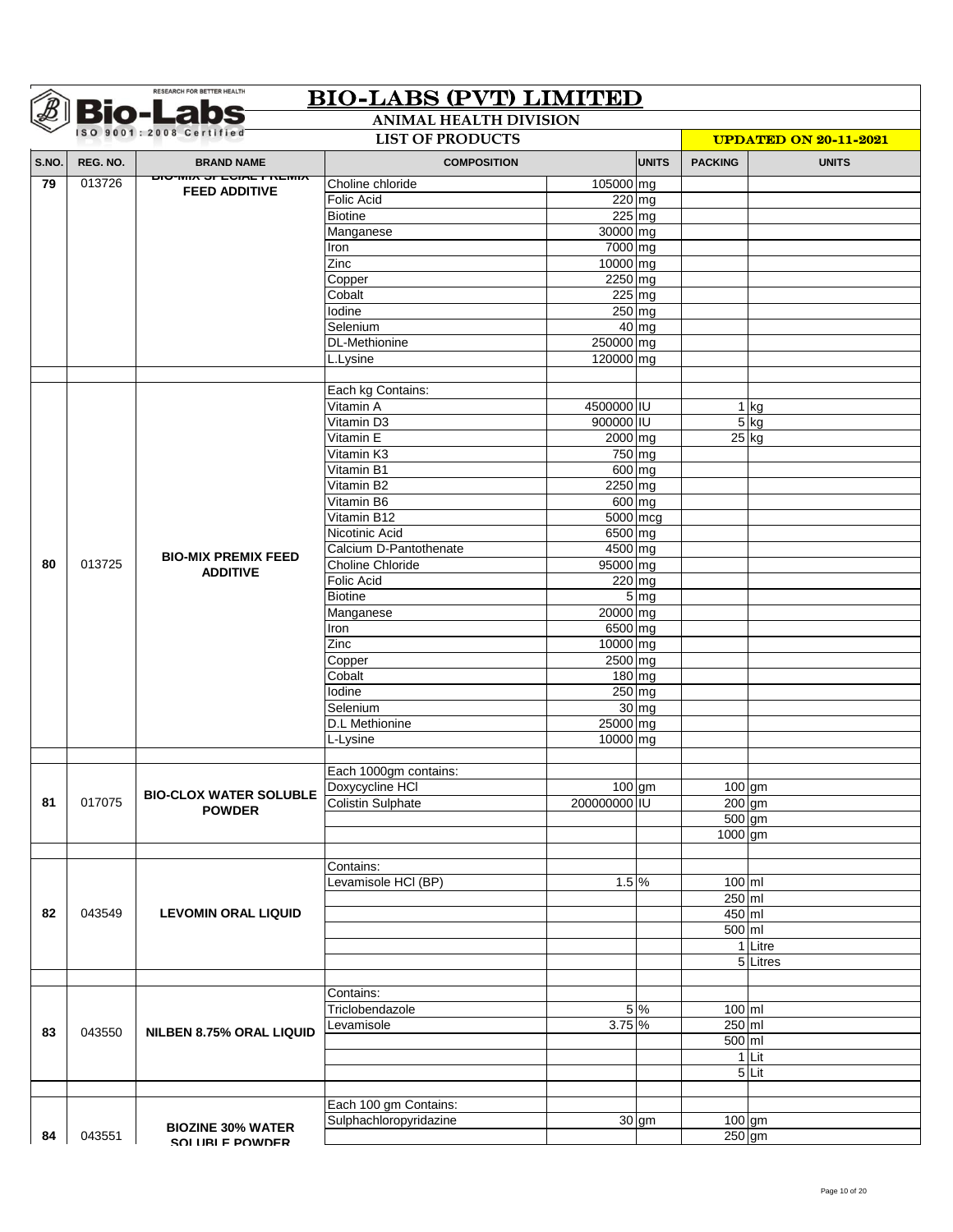# BIO-LABS (PVT) LIMITED

**ANIMAL HEALTH DIVISION**

**LIST OF PRODUCTS** — **UPDATED ON 20-11-2021**

| S.NO. | REG. NO. | BRAND NAME | COMPOSITION | | UNITS | PACKING | UNITS |
|---|---|---|---|---|---|---|---|
| 79 | 013726 | BIO-MIX SPECIAL PREMIX FEED ADDITIVE | Choline chloride | 105000 | mg | | |
| | | | Folic Acid | 220 | mg | | |
| | | | Biotine | 225 | mg | | |
| | | | Manganese | 30000 | mg | | |
| | | | Iron | 7000 | mg | | |
| | | | Zinc | 10000 | mg | | |
| | | | Copper | 2250 | mg | | |
| | | | Cobalt | 225 | mg | | |
| | | | Iodine | 250 | mg | | |
| | | | Selenium | 40 | mg | | |
| | | | DL-Methionine | 250000 | mg | | |
| | | | L.Lysine | 120000 | mg | | |
| | | | | | | | |
| 80 | 013725 | BIO-MIX PREMIX FEED ADDITIVE | Each kg Contains: | | | | |
| | | | Vitamin A | 4500000 | IU | 1 | kg |
| | | | Vitamin D3 | 900000 | IU | 5 | kg |
| | | | Vitamin E | 2000 | mg | 25 | kg |
| | | | Vitamin K3 | 750 | mg | | |
| | | | Vitamin B1 | 600 | mg | | |
| | | | Vitamin B2 | 2250 | mg | | |
| | | | Vitamin B6 | 600 | mg | | |
| | | | Vitamin B12 | 5000 | mcg | | |
| | | | Nicotinic Acid | 6500 | mg | | |
| | | | Calcium D-Pantothenate | 4500 | mg | | |
| | | | Choline Chloride | 95000 | mg | | |
| | | | Folic Acid | 220 | mg | | |
| | | | Biotine | 5 | mg | | |
| | | | Manganese | 20000 | mg | | |
| | | | Iron | 6500 | mg | | |
| | | | Zinc | 10000 | mg | | |
| | | | Copper | 2500 | mg | | |
| | | | Cobalt | 180 | mg | | |
| | | | Iodine | 250 | mg | | |
| | | | Selenium | 30 | mg | | |
| | | | D.L Methionine | 25000 | mg | | |
| | | | L-Lysine | 10000 | mg | | |
| | | | | | | | |
| 81 | 017075 | BIO-CLOX WATER SOLUBLE POWDER | Each 1000gm contains: | | | | |
| | | | Doxycycline HCl | 100 | gm | 100 | gm |
| | | | Colistin Sulphate | 200000000 | IU | 200 | gm |
| | | | | | | 500 | gm |
| | | | | | | 1000 | gm |
| | | | | | | | |
| 82 | 043549 | LEVOMIN ORAL LIQUID | Contains: | | | | |
| | | | Levamisole HCl (BP) | 1.5 | % | 100 | ml |
| | | | | | | 250 | ml |
| | | | | | | 450 | ml |
| | | | | | | 500 | ml |
| | | | | | | 1 | Litre |
| | | | | | | 5 | Litres |
| | | | | | | | |
| 83 | 043550 | NILBEN 8.75% ORAL LIQUID | Contains: | | | | |
| | | | Triclobendazole | 5 | % | 100 | ml |
| | | | Levamisole | 3.75 | % | 250 | ml |
| | | | | | | 500 | ml |
| | | | | | | 1 | Lit |
| | | | | | | 5 | Lit |
| | | | | | | | |
| 84 | 043551 | BIOZINE 30% WATER SOLUBLE POWDER | Each 100 gm Contains: | | | | |
| | | | Sulphachloropyridazine | 30 | gm | 100 | gm |
| | | | | | | 250 | gm |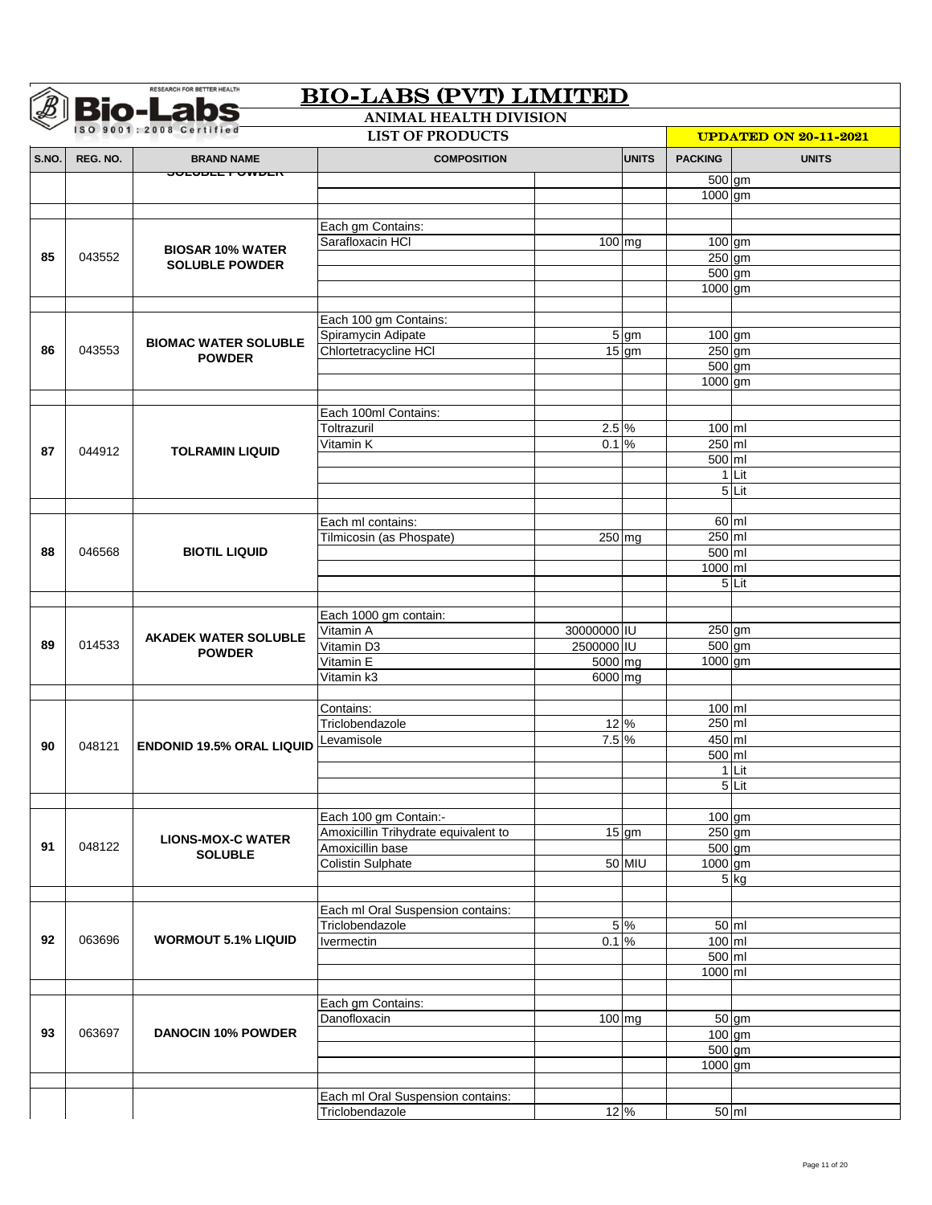# BIO-LABS (PVT) LIMITED

## ANIMAL HEALTH DIVISION

### LIST OF PRODUCTS

**UPDATED ON 20-11-2021**

| S.NO. | REG. NO. | BRAND NAME | COMPOSITION | | UNITS | PACKING | UNITS |
|---|---|---|---|---|---|---|---|
| | | **SOLUBLE POWDER** | | | | 500 | gm |
| | | | | | | 1000 | gm |
| | | | | | | | |
| **85** | 043552 | **BIOSAR 10% WATER SOLUBLE POWDER** | Each gm Contains: | | | | |
| | | | Sarafloxacin HCl | 100 | mg | 100 | gm |
| | | | | | | 250 | gm |
| | | | | | | 500 | gm |
| | | | | | | 1000 | gm |
| | | | | | | | |
| **86** | 043553 | **BIOMAC WATER SOLUBLE POWDER** | Each 100 gm Contains: | | | | |
| | | | Spiramycin Adipate | 5 | gm | 100 | gm |
| | | | Chlortetracycline HCl | 15 | gm | 250 | gm |
| | | | | | | 500 | gm |
| | | | | | | 1000 | gm |
| | | | | | | | |
| **87** | 044912 | **TOLRAMIN LIQUID** | Each 100ml Contains: | | | | |
| | | | Toltrazuril | 2.5 | % | 100 | ml |
| | | | Vitamin K | 0.1 | % | 250 | ml |
| | | | | | | 500 | ml |
| | | | | | | 1 | Lit |
| | | | | | | 5 | Lit |
| | | | | | | | |
| **88** | 046568 | **BIOTIL LIQUID** | Each ml contains: | | | 60 | ml |
| | | | Tilmicosin (as Phospate) | 250 | mg | 250 | ml |
| | | | | | | 500 | ml |
| | | | | | | 1000 | ml |
| | | | | | | 5 | Lit |
| | | | | | | | |
| **89** | 014533 | **AKADEK WATER SOLUBLE POWDER** | Each 1000 gm contain: | | | | |
| | | | Vitamin A | 30000000 | IU | 250 | gm |
| | | | Vitamin D3 | 2500000 | IU | 500 | gm |
| | | | Vitamin E | 5000 | mg | 1000 | gm |
| | | | Vitamin k3 | 6000 | mg | | |
| | | | | | | | |
| **90** | 048121 | **ENDONID 19.5% ORAL LIQUID** | Contains: | | | 100 | ml |
| | | | Triclobendazole | 12 | % | 250 | ml |
| | | | Levamisole | 7.5 | % | 450 | ml |
| | | | | | | 500 | ml |
| | | | | | | 1 | Lit |
| | | | | | | 5 | Lit |
| | | | | | | | |
| **91** | 048122 | **LIONS-MOX-C WATER SOLUBLE** | Each 100 gm Contain:- | | | 100 | gm |
| | | | Amoxicillin Trihydrate equivalent to | 15 | gm | 250 | gm |
| | | | Amoxicillin base | | | 500 | gm |
| | | | Colistin Sulphate | 50 | MIU | 1000 | gm |
| | | | | | | 5 | kg |
| | | | | | | | |
| **92** | 063696 | **WORMOUT 5.1% LIQUID** | Each ml Oral Suspension contains: | | | | |
| | | | Triclobendazole | 5 | % | 50 | ml |
| | | | Ivermectin | 0.1 | % | 100 | ml |
| | | | | | | 500 | ml |
| | | | | | | 1000 | ml |
| | | | | | | | |
| **93** | 063697 | **DANOCIN 10% POWDER** | Each gm Contains: | | | | |
| | | | Danofloxacin | 100 | mg | 50 | gm |
| | | | | | | 100 | gm |
| | | | | | | 500 | gm |
| | | | | | | 1000 | gm |
| | | | | | | | |
| | | | Each ml Oral Suspension contains: | | | | |
| | | | Triclobendazole | 12 | % | 50 | ml |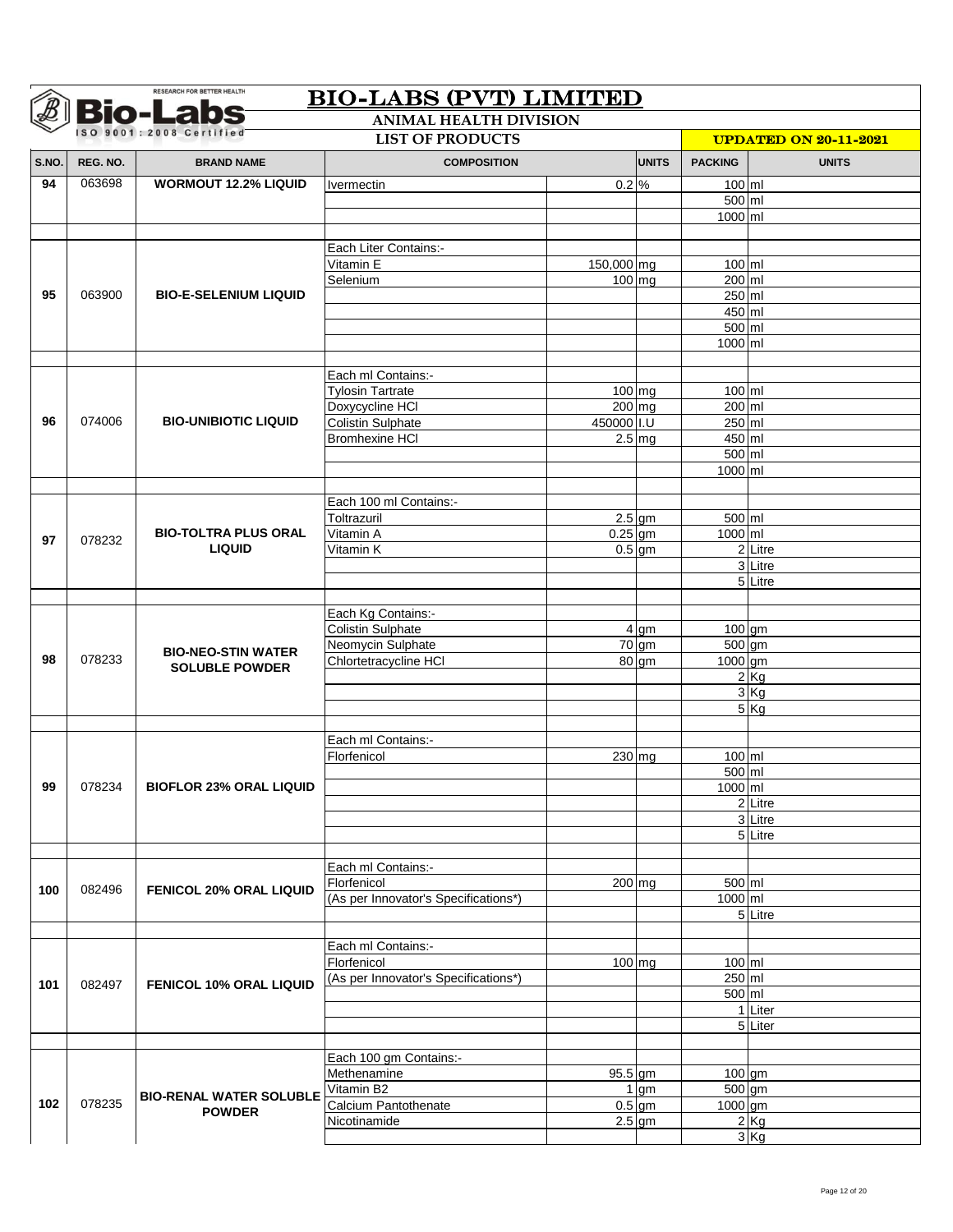# BIO-LABS (PVT) LIMITED

## ANIMAL HEALTH DIVISION

### LIST OF PRODUCTS

**UPDATED ON 20-11-2021**

| S.NO. | REG. NO. | BRAND NAME | COMPOSITION | | UNITS | PACKING | UNITS |
|---|---|---|---|---|---|---|---|
| 94 | 063698 | WORMOUT 12.2% LIQUID | Ivermectin | 0.2 | % | 100 | ml |
| | | | | | | 500 | ml |
| | | | | | | 1000 | ml |
| | | | | | | | |
| 95 | 063900 | BIO-E-SELENIUM LIQUID | Each Liter Contains:- | | | | |
| | | | Vitamin E | 150,000 | mg | 100 | ml |
| | | | Selenium | 100 | mg | 200 | ml |
| | | | | | | 250 | ml |
| | | | | | | 450 | ml |
| | | | | | | 500 | ml |
| | | | | | | 1000 | ml |
| | | | | | | | |
| 96 | 074006 | BIO-UNIBIOTIC LIQUID | Each ml Contains:- | | | | |
| | | | Tylosin Tartrate | 100 | mg | 100 | ml |
| | | | Doxycycline HCl | 200 | mg | 200 | ml |
| | | | Colistin Sulphate | 450000 | I.U | 250 | ml |
| | | | Bromhexine HCl | 2.5 | mg | 450 | ml |
| | | | | | | 500 | ml |
| | | | | | | 1000 | ml |
| | | | | | | | |
| 97 | 078232 | BIO-TOLTRA PLUS ORAL LIQUID | Each 100 ml Contains:- | | | | |
| | | | Toltrazuril | 2.5 | gm | 500 | ml |
| | | | Vitamin A | 0.25 | gm | 1000 | ml |
| | | | Vitamin K | 0.5 | gm | 2 | Litre |
| | | | | | | 3 | Litre |
| | | | | | | 5 | Litre |
| | | | | | | | |
| 98 | 078233 | BIO-NEO-STIN WATER SOLUBLE POWDER | Each Kg Contains:- | | | | |
| | | | Colistin Sulphate | 4 | gm | 100 | gm |
| | | | Neomycin Sulphate | 70 | gm | 500 | gm |
| | | | Chlortetracycline HCl | 80 | gm | 1000 | gm |
| | | | | | | 2 | Kg |
| | | | | | | 3 | Kg |
| | | | | | | 5 | Kg |
| | | | | | | | |
| 99 | 078234 | BIOFLOR 23% ORAL LIQUID | Each ml Contains:- | | | | |
| | | | Florfenicol | 230 | mg | 100 | ml |
| | | | | | | 500 | ml |
| | | | | | | 1000 | ml |
| | | | | | | 2 | Litre |
| | | | | | | 3 | Litre |
| | | | | | | 5 | Litre |
| | | | | | | | |
| 100 | 082496 | FENICOL 20% ORAL LIQUID | Each ml Contains:- | | | | |
| | | | Florfenicol | 200 | mg | 500 | ml |
| | | | (As per Innovator's Specifications*) | | | 1000 | ml |
| | | | | | | 5 | Litre |
| | | | | | | | |
| 101 | 082497 | FENICOL 10% ORAL LIQUID | Each ml Contains:- | | | | |
| | | | Florfenicol | 100 | mg | 100 | ml |
| | | | (As per Innovator's Specifications*) | | | 250 | ml |
| | | | | | | 500 | ml |
| | | | | | | 1 | Liter |
| | | | | | | 5 | Liter |
| | | | | | | | |
| 102 | 078235 | BIO-RENAL WATER SOLUBLE POWDER | Each 100 gm Contains:- | | | | |
| | | | Methenamine | 95.5 | gm | 100 | gm |
| | | | Vitamin B2 | 1 | gm | 500 | gm |
| | | | Calcium Pantothenate | 0.5 | gm | 1000 | gm |
| | | | Nicotinamide | 2.5 | gm | 2 | Kg |
| | | | | | | 3 | Kg |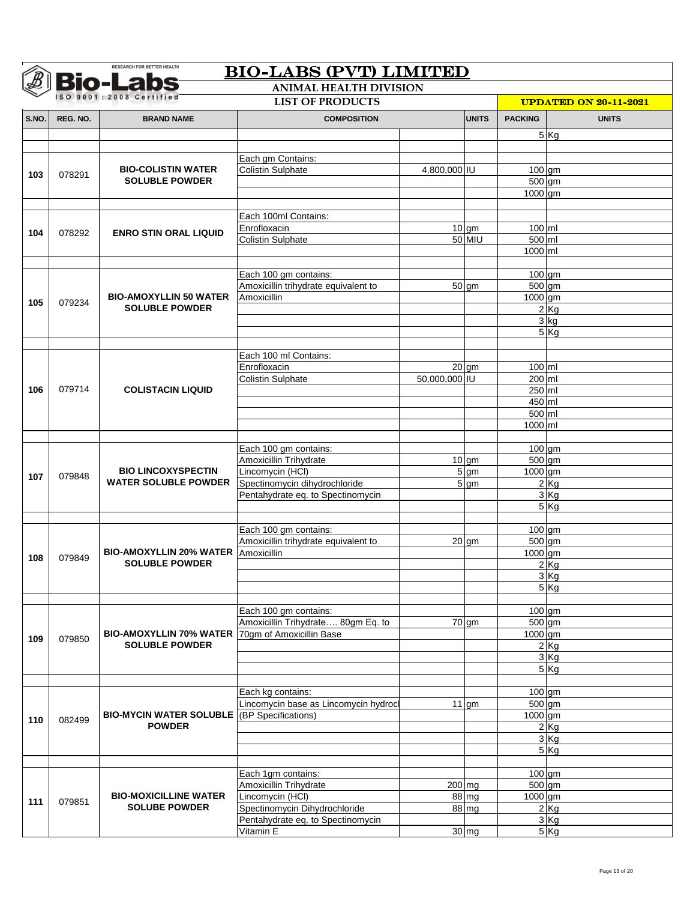# BIO-LABS (PVT) LIMITED

**ANIMAL HEALTH DIVISION**

**LIST OF PRODUCTS**

**UPDATED ON 20-11-2021**

| S.NO. | REG. NO. | BRAND NAME | COMPOSITION | | UNITS | PACKING | UNITS |
|---|---|---|---|---|---|---|---|
| | | | | | | 5 | Kg |
| | | | | | | | |
| 103 | 078291 | BIO-COLISTIN WATER SOLUBLE POWDER | Each gm Contains: | | | | |
| | | | Colistin Sulphate | 4,800,000 | IU | 100 | gm |
| | | | | | | 500 | gm |
| | | | | | | 1000 | gm |
| | | | | | | | |
| 104 | 078292 | ENRO STIN ORAL LIQUID | Each 100ml Contains: | | | | |
| | | | Enrofloxacin | 10 | gm | 100 | ml |
| | | | Colistin Sulphate | 50 | MIU | 500 | ml |
| | | | | | | 1000 | ml |
| | | | | | | | |
| 105 | 079234 | BIO-AMOXYLLIN 50 WATER SOLUBLE POWDER | Each 100 gm contains: | | | 100 | gm |
| | | | Amoxicillin trihydrate equivalent to | 50 | gm | 500 | gm |
| | | | Amoxicillin | | | 1000 | gm |
| | | | | | | 2 | Kg |
| | | | | | | 3 | kg |
| | | | | | | 5 | Kg |
| | | | | | | | |
| 106 | 079714 | COLISTACIN LIQUID | Each 100 ml Contains: | | | | |
| | | | Enrofloxacin | 20 | gm | 100 | ml |
| | | | Colistin Sulphate | 50,000,000 | IU | 200 | ml |
| | | | | | | 250 | ml |
| | | | | | | 450 | ml |
| | | | | | | 500 | ml |
| | | | | | | 1000 | ml |
| | | | | | | | |
| 107 | 079848 | BIO LINCOXYSPECTIN WATER SOLUBLE POWDER | Each 100 gm contains: | | | 100 | gm |
| | | | Amoxicillin Trihydrate | 10 | gm | 500 | gm |
| | | | Lincomycin (HCl) | 5 | gm | 1000 | gm |
| | | | Spectinomycin dihydrochloride | 5 | gm | 2 | Kg |
| | | | Pentahydrate eq. to Spectinomycin | | | 3 | Kg |
| | | | | | | 5 | Kg |
| | | | | | | | |
| 108 | 079849 | BIO-AMOXYLLIN 20% WATER SOLUBLE POWDER | Each 100 gm contains: | | | 100 | gm |
| | | | Amoxicillin trihydrate equivalent to | 20 | gm | 500 | gm |
| | | | Amoxicillin | | | 1000 | gm |
| | | | | | | 2 | Kg |
| | | | | | | 3 | Kg |
| | | | | | | 5 | Kg |
| | | | | | | | |
| 109 | 079850 | BIO-AMOXYLLIN 70% WATER SOLUBLE POWDER | Each 100 gm contains: | | | 100 | gm |
| | | | Amoxicillin Trihydrate…. 80gm Eq. to | 70 | gm | 500 | gm |
| | | | 70gm of Amoxicillin Base | | | 1000 | gm |
| | | | | | | 2 | Kg |
| | | | | | | 3 | Kg |
| | | | | | | 5 | Kg |
| | | | | | | | |
| 110 | 082499 | BIO-MYCIN WATER SOLUBLE POWDER | Each kg contains: | | | 100 | gm |
| | | | Lincomycin base as Lincomycin hydrocl | 11 | gm | 500 | gm |
| | | | (BP Specifications) | | | 1000 | gm |
| | | | | | | 2 | Kg |
| | | | | | | 3 | Kg |
| | | | | | | 5 | Kg |
| | | | | | | | |
| 111 | 079851 | BIO-MOXICILLINE WATER SOLUBE POWDER | Each 1gm contains: | | | 100 | gm |
| | | | Amoxicillin Trihydrate | 200 | mg | 500 | gm |
| | | | Lincomycin (HCl) | 88 | mg | 1000 | gm |
| | | | Spectinomycin Dihydrochloride | 88 | mg | 2 | Kg |
| | | | Pentahydrate eq. to Spectinomycin | | | 3 | Kg |
| | | | Vitamin E | 30 | mg | 5 | Kg |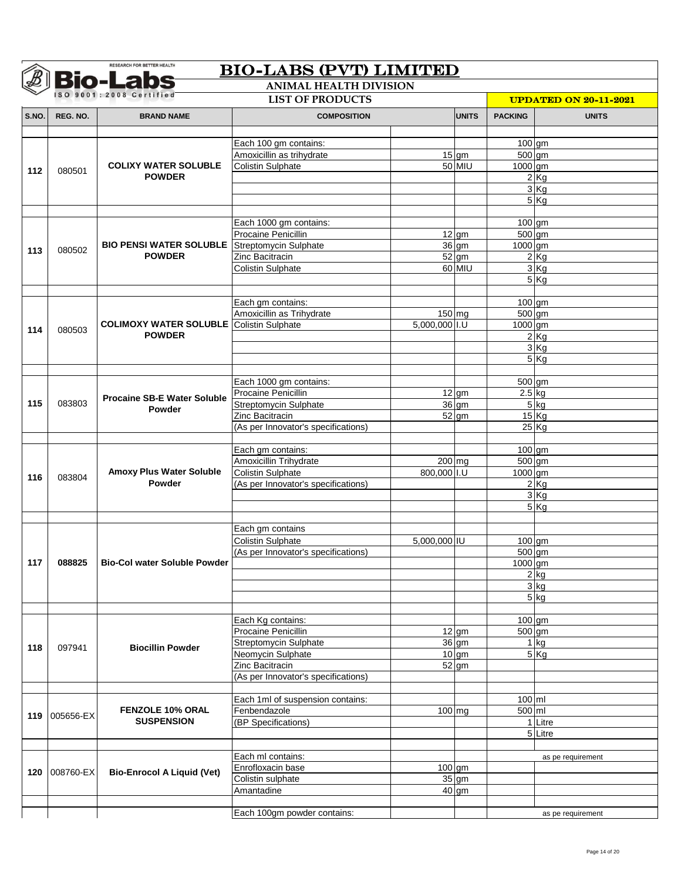# BIO-LABS (PVT) LIMITED

## ANIMAL HEALTH DIVISION

### LIST OF PRODUCTS

**UPDATED ON 20-11-2021**

| S.NO. | REG. NO. | BRAND NAME | COMPOSITION | | UNITS | PACKING | UNITS |
|---|---|---|---|---|---|---|---|
| 112 | 080501 | **COLIXY WATER SOLUBLE POWDER** | Each 100 gm contains: | | | 100 | gm |
| | | | Amoxicillin as trihydrate | 15 | gm | 500 | gm |
| | | | Colistin Sulphate | 50 | MIU | 1000 | gm |
| | | | | | | 2 | Kg |
| | | | | | | 3 | Kg |
| | | | | | | 5 | Kg |
| 113 | 080502 | **BIO PENSI WATER SOLUBLE POWDER** | Each 1000 gm contains: | | | 100 | gm |
| | | | Procaine Penicillin | 12 | gm | 500 | gm |
| | | | Streptomycin Sulphate | 36 | gm | 1000 | gm |
| | | | Zinc Bacitracin | 52 | gm | 2 | Kg |
| | | | Colistin Sulphate | 60 | MIU | 3 | Kg |
| | | | | | | 5 | Kg |
| 114 | 080503 | **COLIMOXY WATER SOLUBLE POWDER** | Each gm contains: | | | 100 | gm |
| | | | Amoxicillin as Trihydrate | 150 | mg | 500 | gm |
| | | | Colistin Sulphate | 5,000,000 | I.U | 1000 | gm |
| | | | | | | 2 | Kg |
| | | | | | | 3 | Kg |
| | | | | | | 5 | Kg |
| 115 | 083803 | **Procaine SB-E Water Soluble Powder** | Each 1000 gm contains: | | | 500 | gm |
| | | | Procaine Penicillin | 12 | gm | 2.5 | kg |
| | | | Streptomycin Sulphate | 36 | gm | 5 | kg |
| | | | Zinc Bacitracin | 52 | gm | 15 | Kg |
| | | | (As per Innovator's specifications) | | | 25 | Kg |
| 116 | 083804 | **Amoxy Plus Water Soluble Powder** | Each gm contains: | | | 100 | gm |
| | | | Amoxicillin Trihydrate | 200 | mg | 500 | gm |
| | | | Colistin Sulphate | 800,000 | I.U | 1000 | gm |
| | | | (As per Innovator's specifications) | | | 2 | Kg |
| | | | | | | 3 | Kg |
| | | | | | | 5 | Kg |
| 117 | **088825** | **Bio-Col water Soluble Powder** | Each gm contains | | | | |
| | | | Colistin Sulphate | 5,000,000 | IU | 100 | gm |
| | | | (As per Innovator's specifications) | | | 500 | gm |
| | | | | | | 1000 | gm |
| | | | | | | 2 | kg |
| | | | | | | 3 | kg |
| | | | | | | 5 | kg |
| 118 | 097941 | **Biocillin Powder** | Each Kg contains: | | | 100 | gm |
| | | | Procaine Penicillin | 12 | gm | 500 | gm |
| | | | Streptomycin Sulphate | 36 | gm | 1 | kg |
| | | | Neomycin Sulphate | 10 | gm | 5 | Kg |
| | | | Zinc Bacitracin | 52 | gm | | |
| | | | (As per Innovator's specifications) | | | | |
| 119 | 005656-EX | **FENZOLE 10% ORAL SUSPENSION** | Each 1ml of suspension contains: | | | 100 | ml |
| | | | Fenbendazole | 100 | mg | 500 | ml |
| | | | (BP Specifications) | | | 1 | Litre |
| | | | | | | 5 | Litre |
| 120 | 008760-EX | **Bio-Enrocol A Liquid (Vet)** | Each ml contains: | | | as pe requirement | |
| | | | Enrofloxacin base | 100 | gm | | |
| | | | Colistin sulphate | 35 | gm | | |
| | | | Amantadine | 40 | gm | | |
| | | | Each 100gm powder contains: | | | as pe requirement | |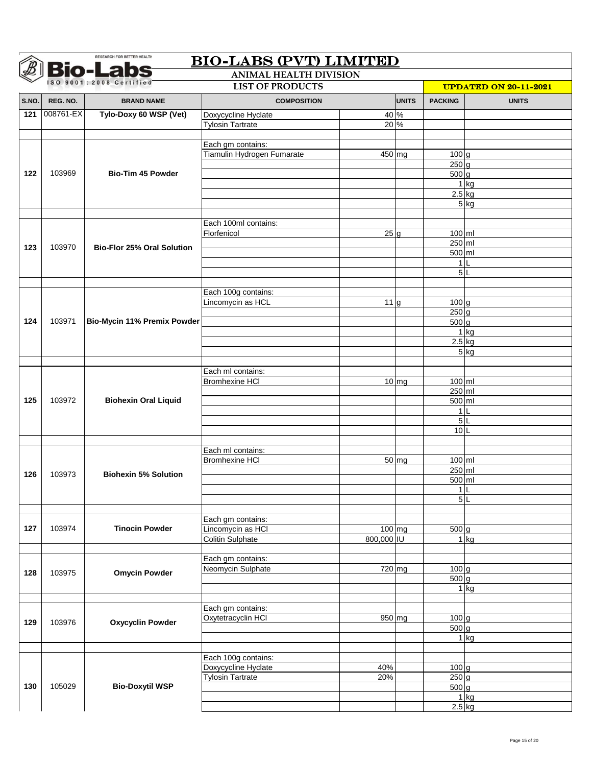# BIO-LABS (PVT) LIMITED

**Bio-Labs** RESEARCH FOR BETTER HEALTH — ISO 9001 : 2008 Certified

## ANIMAL HEALTH DIVISION

### LIST OF PRODUCTS

**UPDATED ON 20-11-2021**

| S.NO. | REG. NO. | BRAND NAME | COMPOSITION | | UNITS | PACKING | UNITS |
|---|---|---|---|---|---|---|---|
| 121 | 008761-EX | Tylo-Doxy 60 WSP (Vet) | Doxycycline Hyclate | 40 | % | | |
| | | | Tylosin Tartrate | 20 | % | | |
| | | | | | | | |
| 122 | 103969 | Bio-Tim 45 Powder | Each gm contains: | | | | |
| | | | Tiamulin Hydrogen Fumarate | 450 | mg | 100 | g |
| | | | | | | 250 | g |
| | | | | | | 500 | g |
| | | | | | | 1 | kg |
| | | | | | | 2.5 | kg |
| | | | | | | 5 | kg |
| | | | | | | | |
| 123 | 103970 | Bio-Flor 25% Oral Solution | Each 100ml contains: | | | | |
| | | | Florfenicol | 25 | g | 100 | ml |
| | | | | | | 250 | ml |
| | | | | | | 500 | ml |
| | | | | | | 1 | L |
| | | | | | | 5 | L |
| | | | | | | | |
| 124 | 103971 | Bio-Mycin 11% Premix Powder | Each 100g contains: | | | | |
| | | | Lincomycin as HCL | 11 | g | 100 | g |
| | | | | | | 250 | g |
| | | | | | | 500 | g |
| | | | | | | 1 | kg |
| | | | | | | 2.5 | kg |
| | | | | | | 5 | kg |
| | | | | | | | |
| 125 | 103972 | Biohexin Oral Liquid | Each ml contains: | | | | |
| | | | Bromhexine HCl | 10 | mg | 100 | ml |
| | | | | | | 250 | ml |
| | | | | | | 500 | ml |
| | | | | | | 1 | L |
| | | | | | | 5 | L |
| | | | | | | 10 | L |
| | | | | | | | |
| 126 | 103973 | Biohexin 5% Solution | Each ml contains: | | | | |
| | | | Bromhexine HCl | 50 | mg | 100 | ml |
| | | | | | | 250 | ml |
| | | | | | | 500 | ml |
| | | | | | | 1 | L |
| | | | | | | 5 | L |
| | | | | | | | |
| 127 | 103974 | Tinocin Powder | Each gm contains: | | | | |
| | | | Lincomycin as HCl | 100 | mg | 500 | g |
| | | | Colitin Sulphate | 800,000 | IU | 1 | kg |
| | | | | | | | |
| 128 | 103975 | Omycin Powder | Each gm contains: | | | | |
| | | | Neomycin Sulphate | 720 | mg | 100 | g |
| | | | | | | 500 | g |
| | | | | | | 1 | kg |
| | | | | | | | |
| 129 | 103976 | Oxycyclin Powder | Each gm contains: | | | | |
| | | | Oxytetracyclin HCl | 950 | mg | 100 | g |
| | | | | | | 500 | g |
| | | | | | | 1 | kg |
| | | | | | | | |
| 130 | 105029 | Bio-Doxytil WSP | Each 100g contains: | | | | |
| | | | Doxycycline Hyclate | 40% | | 100 | g |
| | | | Tylosin Tartrate | 20% | | 250 | g |
| | | | | | | 500 | g |
| | | | | | | 1 | kg |
| | | | | | | 2.5 | kg |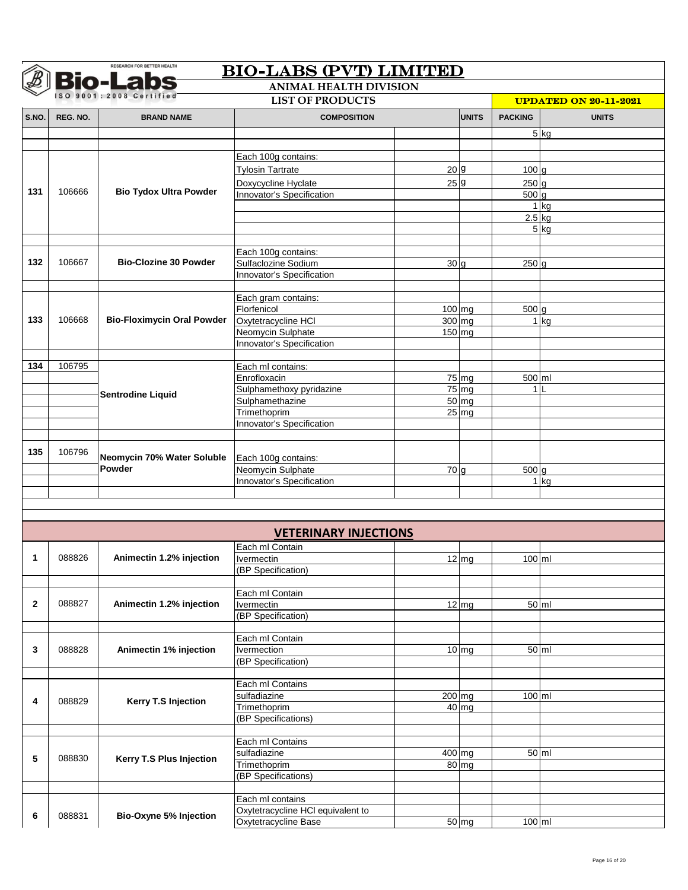# BIO-LABS (PVT) LIMITED

**ANIMAL HEALTH DIVISION**

**LIST OF PRODUCTS**

**UPDATED ON 20-11-2021**

| S.NO. | REG. NO. | BRAND NAME | COMPOSITION | | UNITS | PACKING | UNITS |
|---|---|---|---|---|---|---|---|
| | | | | | | 5 | kg |
| | | | | | | | |
| 131 | 106666 | **Bio Tydox Ultra Powder** | Each 100g contains: | | | | |
| | | | Tylosin Tartrate | 20 | g | 100 | g |
| | | | Doxycycline Hyclate | 25 | g | 250 | g |
| | | | Innovator's Specification | | | 500 | g |
| | | | | | | 1 | kg |
| | | | | | | 2.5 | kg |
| | | | | | | 5 | kg |
| | | | | | | | |
| 132 | 106667 | **Bio-Clozine 30 Powder** | Each 100g contains: | | | | |
| | | | Sulfaclozine Sodium | 30 | g | 250 | g |
| | | | Innovator's Specification | | | | |
| | | | | | | | |
| 133 | 106668 | **Bio-Floximycin Oral Powder** | Each gram contains: | | | | |
| | | | Florfenicol | 100 | mg | 500 | g |
| | | | Oxytetracycline HCl | 300 | mg | 1 | kg |
| | | | Neomycin Sulphate | 150 | mg | | |
| | | | Innovator's Specification | | | | |
| | | | | | | | |
| 134 | 106795 | **Sentrodine Liquid** | Each ml contains: | | | | |
| | | | Enrofloxacin | 75 | mg | 500 | ml |
| | | | Sulphamethoxy pyridazine | 75 | mg | 1 | L |
| | | | Sulphamethazine | 50 | mg | | |
| | | | Trimethoprim | 25 | mg | | |
| | | | Innovator's Specification | | | | |
| | | | | | | | |
| 135 | 106796 | **Neomycin 70% Water Soluble Powder** | Each 100g contains: | | | | |
| | | | Neomycin Sulphate | 70 | g | 500 | g |
| | | | Innovator's Specification | | | 1 | kg |

## VETERINARY INJECTIONS

| S.NO. | REG. NO. | BRAND NAME | COMPOSITION | | UNITS | PACKING | UNITS |
|---|---|---|---|---|---|---|---|
| 1 | 088826 | **Animectin 1.2% injection** | Each ml Contain | | | | |
| | | | Ivermectin | 12 | mg | 100 | ml |
| | | | (BP Specification) | | | | |
| | | | | | | | |
| 2 | 088827 | **Animectin 1.2% injection** | Each ml Contain | | | | |
| | | | Ivermectin | 12 | mg | 50 | ml |
| | | | (BP Specification) | | | | |
| | | | | | | | |
| 3 | 088828 | **Animectin 1% injection** | Each ml Contain | | | | |
| | | | Ivermection | 10 | mg | 50 | ml |
| | | | (BP Specification) | | | | |
| | | | | | | | |
| 4 | 088829 | **Kerry T.S Injection** | Each ml Contains | | | | |
| | | | sulfadiazine | 200 | mg | 100 | ml |
| | | | Trimethoprim | 40 | mg | | |
| | | | (BP Specifications) | | | | |
| | | | | | | | |
| 5 | 088830 | **Kerry T.S Plus Injection** | Each ml Contains | | | | |
| | | | sulfadiazine | 400 | mg | 50 | ml |
| | | | Trimethoprim | 80 | mg | | |
| | | | (BP Specifications) | | | | |
| | | | | | | | |
| 6 | 088831 | **Bio-Oxyne 5% Injection** | Each ml contains | | | | |
| | | | Oxytetracycline HCl equivalent to | | | | |
| | | | Oxytetracycline Base | 50 | mg | 100 | ml |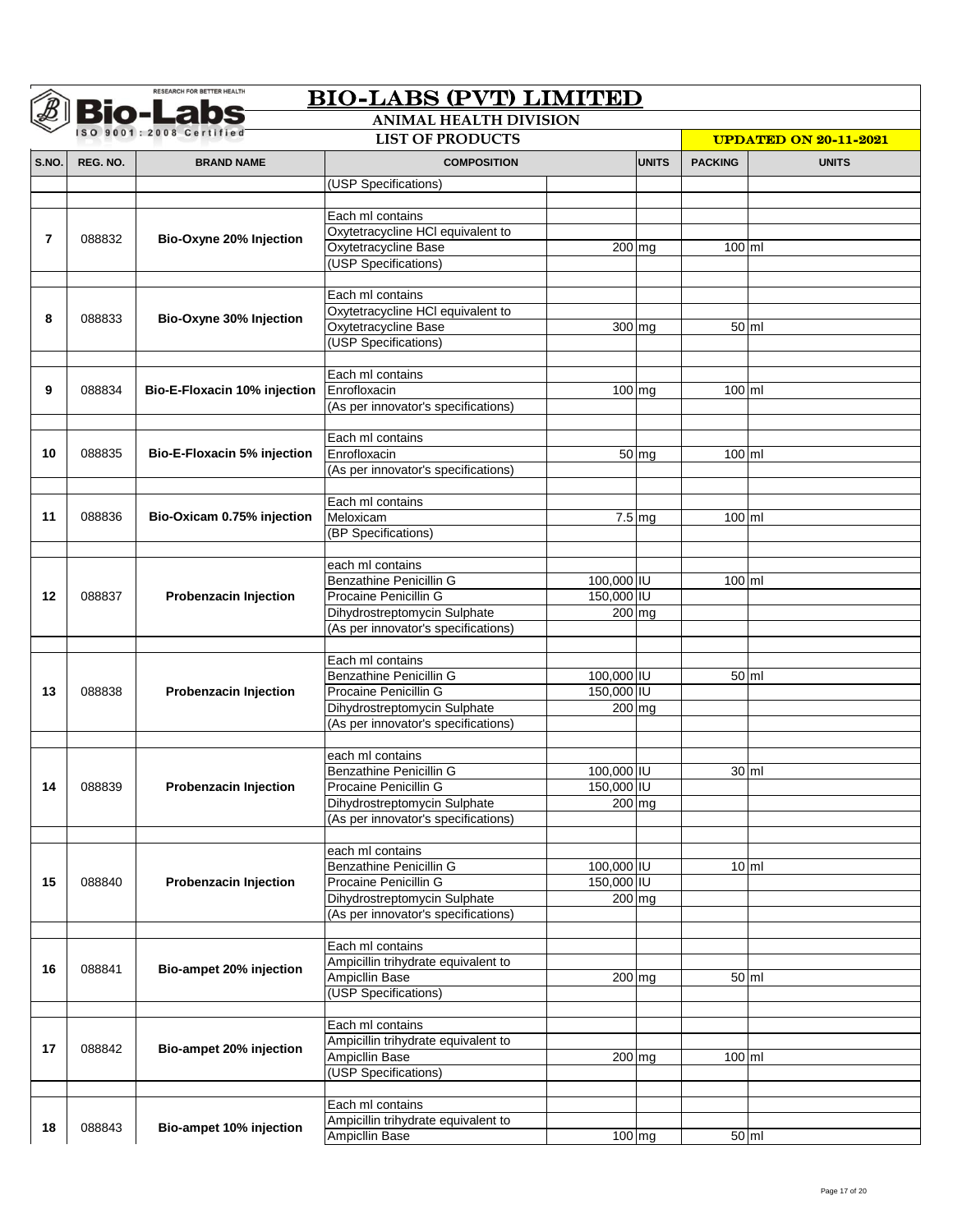# BIO-LABS (PVT) LIMITED

## ANIMAL HEALTH DIVISION

### LIST OF PRODUCTS

**UPDATED ON 20-11-2021**

| S.NO. | REG. NO. | BRAND NAME | COMPOSITION | | UNITS | PACKING | UNITS |
|---|---|---|---|---|---|---|---|
| | | | (USP Specifications) | | | | |
| 7 | 088832 | Bio-Oxyne 20% Injection | Each ml contains | | | | |
| | | | Oxytetracycline HCl equivalent to | | | | |
| | | | Oxytetracycline Base | 200 | mg | 100 | ml |
| | | | (USP Specifications) | | | | |
| 8 | 088833 | Bio-Oxyne 30% Injection | Each ml contains | | | | |
| | | | Oxytetracycline HCl equivalent to | | | | |
| | | | Oxytetracycline Base | 300 | mg | 50 | ml |
| | | | (USP Specifications) | | | | |
| 9 | 088834 | Bio-E-Floxacin 10% injection | Each ml contains | | | | |
| | | | Enrofloxacin | 100 | mg | 100 | ml |
| | | | (As per innovator's specifications) | | | | |
| 10 | 088835 | Bio-E-Floxacin 5% injection | Each ml contains | | | | |
| | | | Enrofloxacin | 50 | mg | 100 | ml |
| | | | (As per innovator's specifications) | | | | |
| 11 | 088836 | Bio-Oxicam 0.75% injection | Each ml contains | | | | |
| | | | Meloxicam | 7.5 | mg | 100 | ml |
| | | | (BP Specifications) | | | | |
| 12 | 088837 | Probenzacin Injection | each ml contains | | | | |
| | | | Benzathine Penicillin G | 100,000 | IU | 100 | ml |
| | | | Procaine Penicillin G | 150,000 | IU | | |
| | | | Dihydrostreptomycin Sulphate | 200 | mg | | |
| | | | (As per innovator's specifications) | | | | |
| 13 | 088838 | Probenzacin Injection | Each ml contains | | | | |
| | | | Benzathine Penicillin G | 100,000 | IU | 50 | ml |
| | | | Procaine Penicillin G | 150,000 | IU | | |
| | | | Dihydrostreptomycin Sulphate | 200 | mg | | |
| | | | (As per innovator's specifications) | | | | |
| 14 | 088839 | Probenzacin Injection | each ml contains | | | | |
| | | | Benzathine Penicillin G | 100,000 | IU | 30 | ml |
| | | | Procaine Penicillin G | 150,000 | IU | | |
| | | | Dihydrostreptomycin Sulphate | 200 | mg | | |
| | | | (As per innovator's specifications) | | | | |
| 15 | 088840 | Probenzacin Injection | each ml contains | | | | |
| | | | Benzathine Penicillin G | 100,000 | IU | 10 | ml |
| | | | Procaine Penicillin G | 150,000 | IU | | |
| | | | Dihydrostreptomycin Sulphate | 200 | mg | | |
| | | | (As per innovator's specifications) | | | | |
| 16 | 088841 | Bio-ampet 20% injection | Each ml contains | | | | |
| | | | Ampicillin trihydrate equivalent to | | | | |
| | | | Ampicllin Base | 200 | mg | 50 | ml |
| | | | (USP Specifications) | | | | |
| 17 | 088842 | Bio-ampet 20% injection | Each ml contains | | | | |
| | | | Ampicillin trihydrate equivalent to | | | | |
| | | | Ampicllin Base | 200 | mg | 100 | ml |
| | | | (USP Specifications) | | | | |
| 18 | 088843 | Bio-ampet 10% injection | Each ml contains | | | | |
| | | | Ampicillin trihydrate equivalent to | | | | |
| | | | Ampicllin Base | 100 | mg | 50 | ml |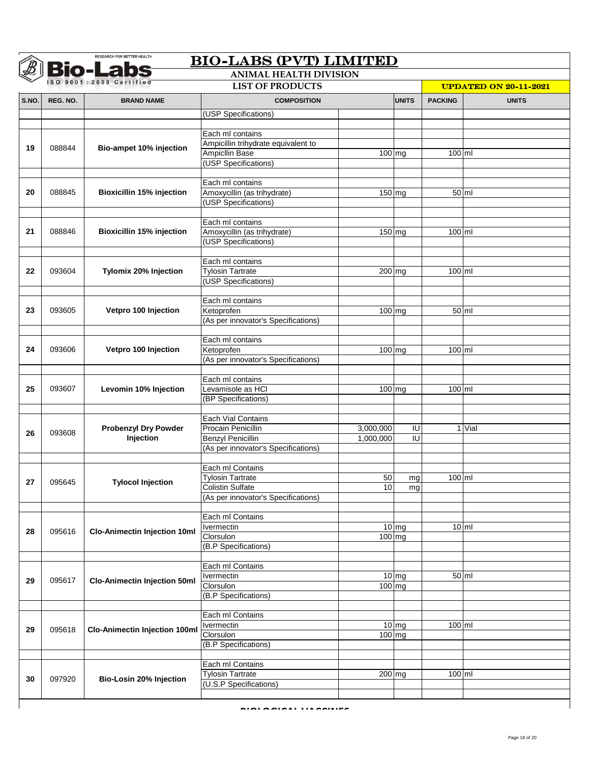# BIO-LABS (PVT) LIMITED

**ANIMAL HEALTH DIVISION**

**LIST OF PRODUCTS**

**UPDATED ON 20-11-2021**

| S.NO. | REG. NO. | BRAND NAME | COMPOSITION | | UNITS | PACKING | UNITS |
|---|---|---|---|---|---|---|---|
| | | | (USP Specifications) | | | | |
| 19 | 088844 | Bio-ampet 10% injection | Each ml contains | | | | |
| | | | Ampicillin trihydrate equivalent to | | | | |
| | | | Ampicllin Base | 100 | mg | 100 | ml |
| | | | (USP Specifications) | | | | |
| 20 | 088845 | Bioxicillin 15% injection | Each ml contains | | | | |
| | | | Amoxycillin (as trihydrate) | 150 | mg | 50 | ml |
| | | | (USP Specifications) | | | | |
| 21 | 088846 | Bioxicillin 15% injection | Each ml contains | | | | |
| | | | Amoxycillin (as trihydrate) | 150 | mg | 100 | ml |
| | | | (USP Specifications) | | | | |
| 22 | 093604 | Tylomix 20% Injection | Each ml contains | | | | |
| | | | Tylosin Tartrate | 200 | mg | 100 | ml |
| | | | (USP Specifications) | | | | |
| 23 | 093605 | Vetpro 100 Injection | Each ml contains | | | | |
| | | | Ketoprofen | 100 | mg | 50 | ml |
| | | | (As per innovator's Specifications) | | | | |
| 24 | 093606 | Vetpro 100 Injection | Each ml contains | | | | |
| | | | Ketoprofen | 100 | mg | 100 | ml |
| | | | (As per innovator's Specifications) | | | | |
| 25 | 093607 | Levomin 10% Injection | Each ml contains | | | | |
| | | | Levamisole as HCl | 100 | mg | 100 | ml |
| | | | (BP Specifications) | | | | |
| 26 | 093608 | Probenzyl Dry Powder Injection | Each Vial Contains | | | | |
| | | | Procain Penicillin | 3,000,000 | IU | 1 | Vial |
| | | | Benzyl Penicillin | 1,000,000 | IU | | |
| | | | (As per innovator's Specifications) | | | | |
| 27 | 095645 | Tylocol Injection | Each ml Contains | | | | |
| | | | Tylosin Tartrate | 50 | mg | 100 | ml |
| | | | Colistin Sulfate | 10 | mg | | |
| | | | (As per innovator's Specifications) | | | | |
| 28 | 095616 | Clo-Animectin Injection 10ml | Each ml Contains | | | | |
| | | | Ivermectin | 10 | mg | 10 | ml |
| | | | Clorsulon | 100 | mg | | |
| | | | (B.P Specifications) | | | | |
| 29 | 095617 | Clo-Animectin Injection 50ml | Each ml Contains | | | | |
| | | | Ivermectin | 10 | mg | 50 | ml |
| | | | Clorsulon | 100 | mg | | |
| | | | (B.P Specifications) | | | | |
| 29 | 095618 | Clo-Animectin Injection 100ml | Each ml Contains | | | | |
| | | | Ivermectin | 10 | mg | 100 | ml |
| | | | Clorsulon | 100 | mg | | |
| | | | (B.P Specifications) | | | | |
| 30 | 097920 | Bio-Losin 20% Injection | Each ml Contains | | | | |
| | | | Tylosin Tartrate | 200 | mg | 100 | ml |
| | | | (U.S.P Specifications) | | | | |

BIOLOGICAL VACCINES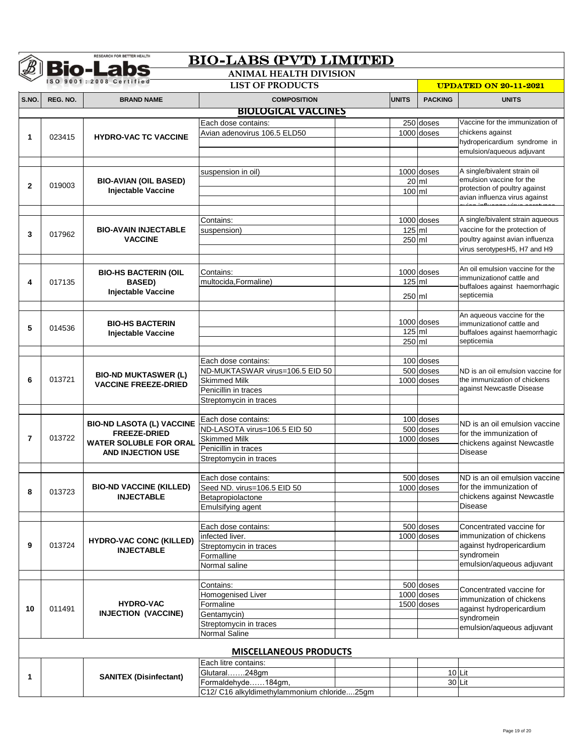# BIO-LABS (PVT) LIMITED

**ANIMAL HEALTH DIVISION**

**LIST OF PRODUCTS**

**UPDATED ON 20-11-2021**

| S.NO. | REG. NO. | BRAND NAME | COMPOSITION | UNITS | PACKING | UNITS |
|---|---|---|---|---|---|---|
| | | | **BIOLOGICAL VACCINES** | | | |
| 1 | 023415 | **HYDRO-VAC TC VACCINE** | Each dose contains: Avian adenovirus 106.5 ELD50 | | 250 doses 1000 doses | Vaccine for the immunization of chickens against hydropericardium syndrome in emulsion/aqueous adjuvant |
| 2 | 019003 | **BIO-AVIAN (OIL BASED) Injectable Vaccine** | suspension in oil) | | 1000 doses 20 ml 100 ml | A single/bivalent strain oil emulsion vaccine for the protection of poultry against avian influenza virus against |
| 3 | 017962 | **BIO-AVAIN INJECTABLE VACCINE** | Contains: suspension) | | 1000 doses 125 ml 250 ml | A single/bivalent strain aqueous vaccine for the protection of poultry against avian influenza virus serotypesH5, H7 and H9 |
| 4 | 017135 | **BIO-HS BACTERIN (OIL BASED) Injectable Vaccine** | Contains: multocida,Formaline) | | 1000 doses 125 ml 250 ml | An oil emulsion vaccine for the immunizationof cattle and buffaloes against haemorrhagic septicemia |
| 5 | 014536 | **BIO-HS BACTERIN Injectable Vaccine** | | | 1000 doses 125 ml 250 ml | An aqueous vaccine for the immunizationof cattle and buffaloes against haemorrhagic septicemia |
| 6 | 013721 | **BIO-ND MUKTASWER (L) VACCINE FREEZE-DRIED** | Each dose contains: ND-MUKTASWAR virus=106.5 EID 50 Skimmed Milk Penicillin in traces Streptomycin in traces | | 100 doses 500 doses 1000 doses | ND is an oil emulsion vaccine for the immunization of chickens against Newcastle Disease |
| 7 | 013722 | **BIO-ND LASOTA (L) VACCINE FREEZE-DRIED WATER SOLUBLE FOR ORAL AND INJECTION USE** | Each dose contains: ND-LASOTA virus=106.5 EID 50 Skimmed Milk Penicillin in traces Streptomycin in traces | | 100 doses 500 doses 1000 doses | ND is an oil emulsion vaccine for the immunization of chickens against Newcastle Disease |
| 8 | 013723 | **BIO-ND VACCINE (KILLED) INJECTABLE** | Each dose contains: Seed ND. virus=106.5 EID 50 Betapropiolactone Emulsifying agent | | 500 doses 1000 doses | ND is an oil emulsion vaccine for the immunization of chickens against Newcastle Disease |
| 9 | 013724 | **HYDRO-VAC CONC (KILLED) INJECTABLE** | Each dose contains: infected liver. Streptomycin in traces Formalline Normal saline | | 500 doses 1000 doses | Concentrated vaccine for immunization of chickens against hydropericardium syndromein emulsion/aqueous adjuvant |
| 10 | 011491 | **HYDRO-VAC INJECTION (VACCINE)** | Contains: Homogenised Liver Formaline Gentamycin) Streptomycin in traces Normal Saline | | 500 doses 1000 doses 1500 doses | Concentrated vaccine for immunization of chickens against hydropericardium syndromein emulsion/aqueous adjuvant |
| | | | **MISCELLANEOUS PRODUCTS** | | | |
| 1 | | **SANITEX (Disinfectant)** | Each litre contains: Glutaral…….248gm Formaldehyde……184gm, C12/ C16 alkyldimethylammonium chloride....25gm | | 10 30 | Lit Lit |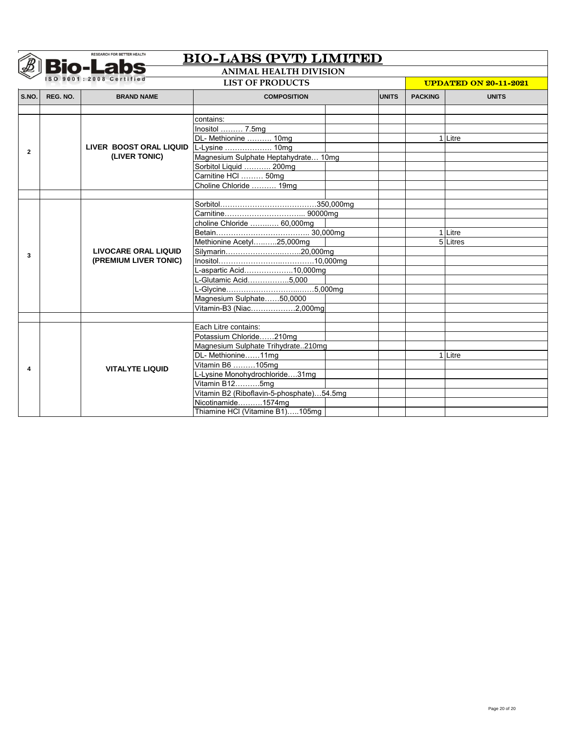# BIO-LABS (PVT) LIMITED

## ANIMAL HEALTH DIVISION

### LIST OF PRODUCTS

**UPDATED ON 20-11-2021**

| S.NO. | REG. NO. | BRAND NAME | COMPOSITION | UNITS | PACKING | UNITS |
|---|---|---|---|---|---|---|
| 2 | | LIVER BOOST ORAL LIQUID (LIVER TONIC) | contains:<br>Inositol ……… 7.5mg<br>DL- Methionine ………. 10mg<br>L-Lysine ………………. 10mg<br>Magnesium Sulphate Heptahydrate… 10mg<br>Sorbitol Liquid ……….. 200mg<br>Carnitine HCl ……… 50mg<br>Choline Chloride ………. 19mg | | 1 | Litre |
| 3 | | LIVOCARE ORAL LIQUID (PREMIUM LIVER TONIC) | Sorbitol…………………………………350,000mg<br>Carnitine………………………….. 90000mg<br>choline Chloride ………… 60,000mg<br>Betain……………………………….. 30,000mg<br>Methionine Acetyl……….25,000mg<br>Silymarin……………………..……..20,000mg<br>Inositol…………………….…………10,000mg<br>L-aspartic Acid………………..10,000mg<br>L-Glutamic Acid……………..5,000<br>L-Glycine…………………………..……5,000mg<br>Magnesium Sulphate……50,0000<br>Vitamin-B3 (Niac………………2,000mg | | 1<br>5 | Litre<br>Litres |
| 4 | | VITALYTE LIQUID | Each Litre contains:<br>Potassium Chloride……210mg<br>Magnesium Sulphate Trihydrate..210mg<br>DL- Methionine……11mg<br>Vitamin B6 ………105mg<br>L-Lysine Monohydrochloride….31mg<br>Vitamin B12……….5mg<br>Vitamin B2 (Riboflavin-5-phosphate)…54.5mg<br>Nicotinamide……….1574mg<br>Thiamine HCl (Vitamine B1)…..105mg | | 1 | Litre |